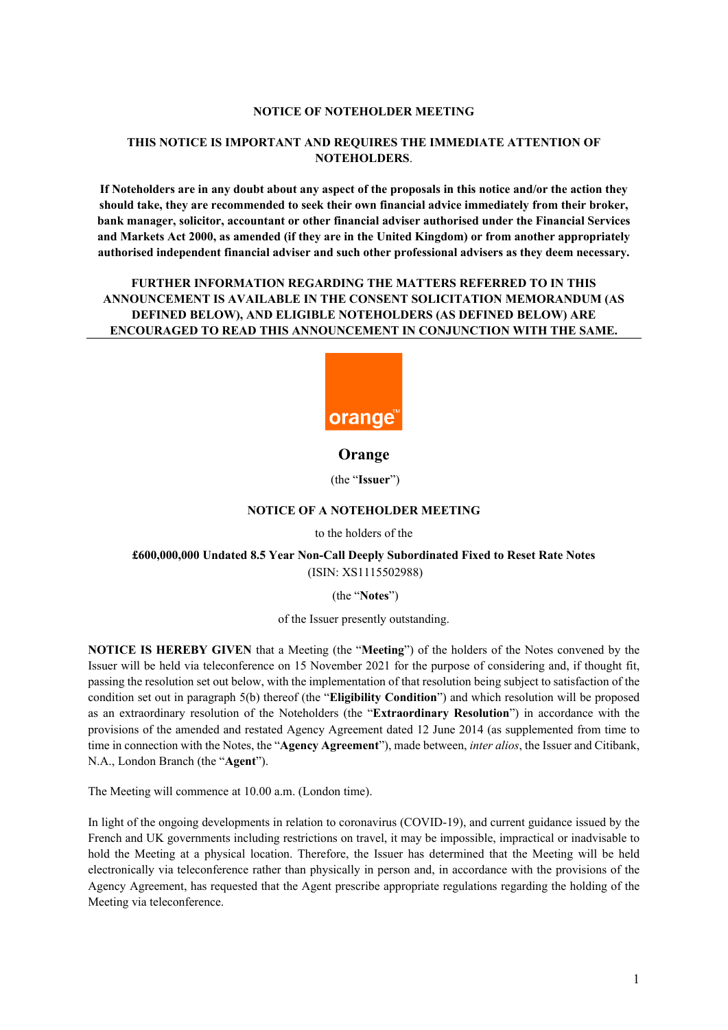**NOTICE OF NOTEHOLDER MEETING**

**THIS NOTICE IS IMPORTANT AND REQUIRES THE IMMEDIATE ATTENTION OF NOTEHOLDERS**.

**If Noteholders are in any doubt about any aspect of the proposals in this notice and/or the action they should take, they are recommended to seek their own financial advice immediately from their broker, bank manager, solicitor, accountant or other financial adviser authorised under the Financial Services and Markets Act 2000, as amended (if they are in the United Kingdom) or from another appropriately authorised independent financial adviser and such other professional advisers as they deem necessary.**

**FURTHER INFORMATION REGARDING THE MATTERS REFERRED TO IN THIS ANNOUNCEMENT IS AVAILABLE IN THE CONSENT SOLICITATION MEMORANDUM (AS DEFINED BELOW), AND ELIGIBLE NOTEHOLDERS (AS DEFINED BELOW) ARE ENCOURAGED TO READ THIS ANNOUNCEMENT IN CONJUNCTION WITH THE SAME.**

**Orange**

(the "**Issuer**")

**NOTICE OF A NOTEHOLDER MEETING**

to the holders of the

**£600,000,000 Undated 8.5 Year Non-Call Deeply Subordinated Fixed to Reset Rate Notes**
(ISIN: XS1115502988)

(the "**Notes**")

of the Issuer presently outstanding.

**NOTICE IS HEREBY GIVEN** that a Meeting (the "**Meeting**") of the holders of the Notes convened by the Issuer will be held via teleconference on 15 November 2021 for the purpose of considering and, if thought fit, passing the resolution set out below, with the implementation of that resolution being subject to satisfaction of the condition set out in paragraph 5(b) thereof (the "**Eligibility Condition**") and which resolution will be proposed as an extraordinary resolution of the Noteholders (the "**Extraordinary Resolution**") in accordance with the provisions of the amended and restated Agency Agreement dated 12 June 2014 (as supplemented from time to time in connection with the Notes, the "**Agency Agreement**"), made between, *inter alios*, the Issuer and Citibank, N.A., London Branch (the "**Agent**").

The Meeting will commence at 10.00 a.m. (London time).

In light of the ongoing developments in relation to coronavirus (COVID-19), and current guidance issued by the French and UK governments including restrictions on travel, it may be impossible, impractical or inadvisable to hold the Meeting at a physical location. Therefore, the Issuer has determined that the Meeting will be held electronically via teleconference rather than physically in person and, in accordance with the provisions of the Agency Agreement, has requested that the Agent prescribe appropriate regulations regarding the holding of the Meeting via teleconference.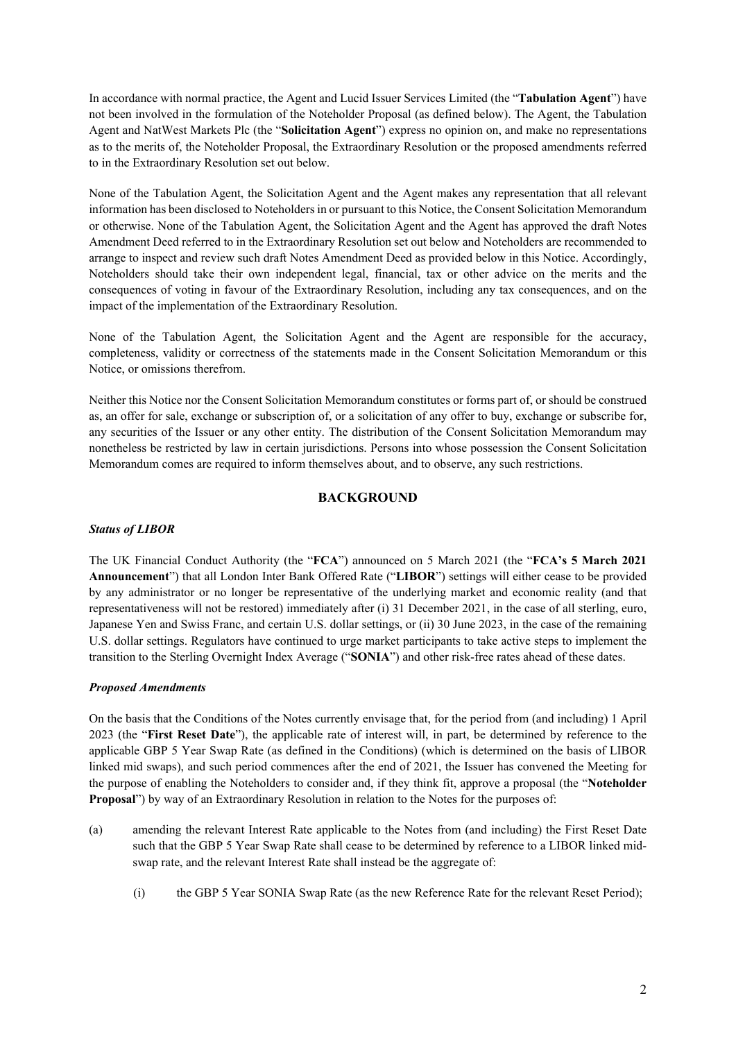In accordance with normal practice, the Agent and Lucid Issuer Services Limited (the "**Tabulation Agent**") have not been involved in the formulation of the Noteholder Proposal (as defined below). The Agent, the Tabulation Agent and NatWest Markets Plc (the "**Solicitation Agent**") express no opinion on, and make no representations as to the merits of, the Noteholder Proposal, the Extraordinary Resolution or the proposed amendments referred to in the Extraordinary Resolution set out below.

None of the Tabulation Agent, the Solicitation Agent and the Agent makes any representation that all relevant information has been disclosed to Noteholders in or pursuant to this Notice, the Consent Solicitation Memorandum or otherwise. None of the Tabulation Agent, the Solicitation Agent and the Agent has approved the draft Notes Amendment Deed referred to in the Extraordinary Resolution set out below and Noteholders are recommended to arrange to inspect and review such draft Notes Amendment Deed as provided below in this Notice. Accordingly, Noteholders should take their own independent legal, financial, tax or other advice on the merits and the consequences of voting in favour of the Extraordinary Resolution, including any tax consequences, and on the impact of the implementation of the Extraordinary Resolution.

None of the Tabulation Agent, the Solicitation Agent and the Agent are responsible for the accuracy, completeness, validity or correctness of the statements made in the Consent Solicitation Memorandum or this Notice, or omissions therefrom.

Neither this Notice nor the Consent Solicitation Memorandum constitutes or forms part of, or should be construed as, an offer for sale, exchange or subscription of, or a solicitation of any offer to buy, exchange or subscribe for, any securities of the Issuer or any other entity. The distribution of the Consent Solicitation Memorandum may nonetheless be restricted by law in certain jurisdictions. Persons into whose possession the Consent Solicitation Memorandum comes are required to inform themselves about, and to observe, any such restrictions.

## BACKGROUND

### *Status of LIBOR*

The UK Financial Conduct Authority (the "**FCA**") announced on 5 March 2021 (the "**FCA's 5 March 2021 Announcement**") that all London Inter Bank Offered Rate ("**LIBOR**") settings will either cease to be provided by any administrator or no longer be representative of the underlying market and economic reality (and that representativeness will not be restored) immediately after (i) 31 December 2021, in the case of all sterling, euro, Japanese Yen and Swiss Franc, and certain U.S. dollar settings, or (ii) 30 June 2023, in the case of the remaining U.S. dollar settings. Regulators have continued to urge market participants to take active steps to implement the transition to the Sterling Overnight Index Average ("**SONIA**") and other risk-free rates ahead of these dates.

### *Proposed Amendments*

On the basis that the Conditions of the Notes currently envisage that, for the period from (and including) 1 April 2023 (the "**First Reset Date**"), the applicable rate of interest will, in part, be determined by reference to the applicable GBP 5 Year Swap Rate (as defined in the Conditions) (which is determined on the basis of LIBOR linked mid swaps), and such period commences after the end of 2021, the Issuer has convened the Meeting for the purpose of enabling the Noteholders to consider and, if they think fit, approve a proposal (the "**Noteholder Proposal**") by way of an Extraordinary Resolution in relation to the Notes for the purposes of:

(a) amending the relevant Interest Rate applicable to the Notes from (and including) the First Reset Date such that the GBP 5 Year Swap Rate shall cease to be determined by reference to a LIBOR linked mid-swap rate, and the relevant Interest Rate shall instead be the aggregate of:

  (i) the GBP 5 Year SONIA Swap Rate (as the new Reference Rate for the relevant Reset Period);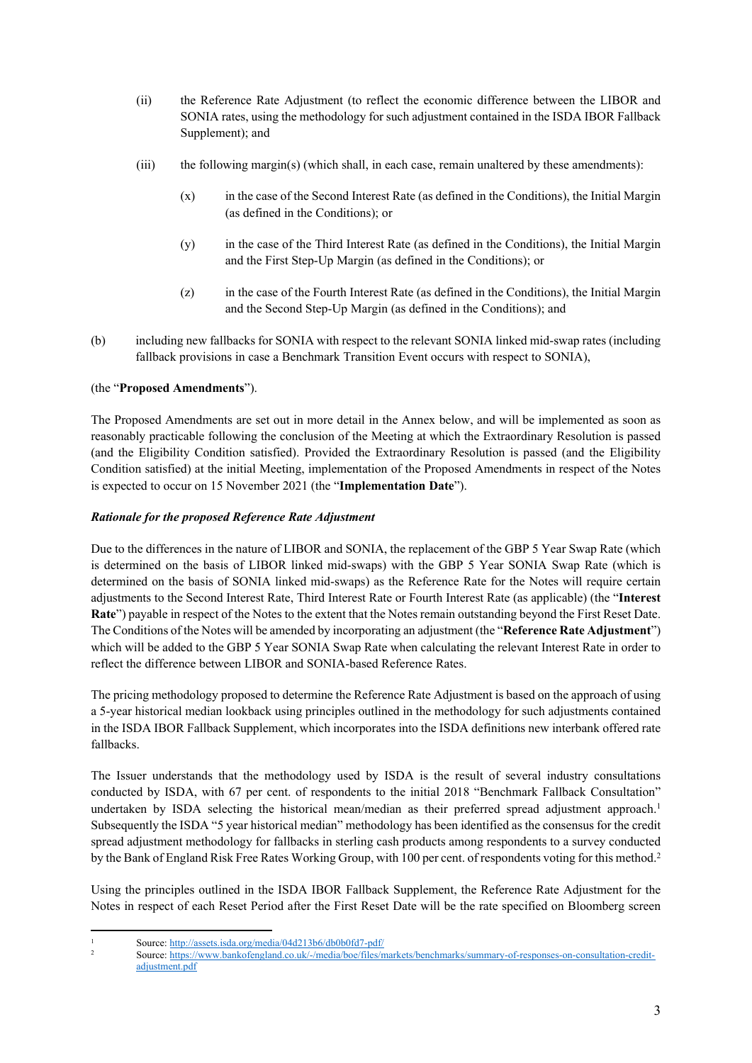(ii) the Reference Rate Adjustment (to reflect the economic difference between the LIBOR and SONIA rates, using the methodology for such adjustment contained in the ISDA IBOR Fallback Supplement); and

(iii) the following margin(s) (which shall, in each case, remain unaltered by these amendments):

(x) in the case of the Second Interest Rate (as defined in the Conditions), the Initial Margin (as defined in the Conditions); or

(y) in the case of the Third Interest Rate (as defined in the Conditions), the Initial Margin and the First Step-Up Margin (as defined in the Conditions); or

(z) in the case of the Fourth Interest Rate (as defined in the Conditions), the Initial Margin and the Second Step-Up Margin (as defined in the Conditions); and

(b) including new fallbacks for SONIA with respect to the relevant SONIA linked mid-swap rates (including fallback provisions in case a Benchmark Transition Event occurs with respect to SONIA),

(the "**Proposed Amendments**").

The Proposed Amendments are set out in more detail in the Annex below, and will be implemented as soon as reasonably practicable following the conclusion of the Meeting at which the Extraordinary Resolution is passed (and the Eligibility Condition satisfied). Provided the Extraordinary Resolution is passed (and the Eligibility Condition satisfied) at the initial Meeting, implementation of the Proposed Amendments in respect of the Notes is expected to occur on 15 November 2021 (the "**Implementation Date**").

***Rationale for the proposed Reference Rate Adjustment***

Due to the differences in the nature of LIBOR and SONIA, the replacement of the GBP 5 Year Swap Rate (which is determined on the basis of LIBOR linked mid-swaps) with the GBP 5 Year SONIA Swap Rate (which is determined on the basis of SONIA linked mid-swaps) as the Reference Rate for the Notes will require certain adjustments to the Second Interest Rate, Third Interest Rate or Fourth Interest Rate (as applicable) (the "**Interest Rate**") payable in respect of the Notes to the extent that the Notes remain outstanding beyond the First Reset Date. The Conditions of the Notes will be amended by incorporating an adjustment (the "**Reference Rate Adjustment**") which will be added to the GBP 5 Year SONIA Swap Rate when calculating the relevant Interest Rate in order to reflect the difference between LIBOR and SONIA-based Reference Rates.

The pricing methodology proposed to determine the Reference Rate Adjustment is based on the approach of using a 5-year historical median lookback using principles outlined in the methodology for such adjustments contained in the ISDA IBOR Fallback Supplement, which incorporates into the ISDA definitions new interbank offered rate fallbacks.

The Issuer understands that the methodology used by ISDA is the result of several industry consultations conducted by ISDA, with 67 per cent. of respondents to the initial 2018 "Benchmark Fallback Consultation" undertaken by ISDA selecting the historical mean/median as their preferred spread adjustment approach.[1] Subsequently the ISDA "5 year historical median" methodology has been identified as the consensus for the credit spread adjustment methodology for fallbacks in sterling cash products among respondents to a survey conducted by the Bank of England Risk Free Rates Working Group, with 100 per cent. of respondents voting for this method.[2]

Using the principles outlined in the ISDA IBOR Fallback Supplement, the Reference Rate Adjustment for the Notes in respect of each Reset Period after the First Reset Date will be the rate specified on Bloomberg screen

---

[1] Source: http://assets.isda.org/media/04d213b6/db0b0fd7-pdf/

[2] Source: https://www.bankofengland.co.uk/-/media/boe/files/markets/benchmarks/summary-of-responses-on-consultation-credit-adjustment.pdf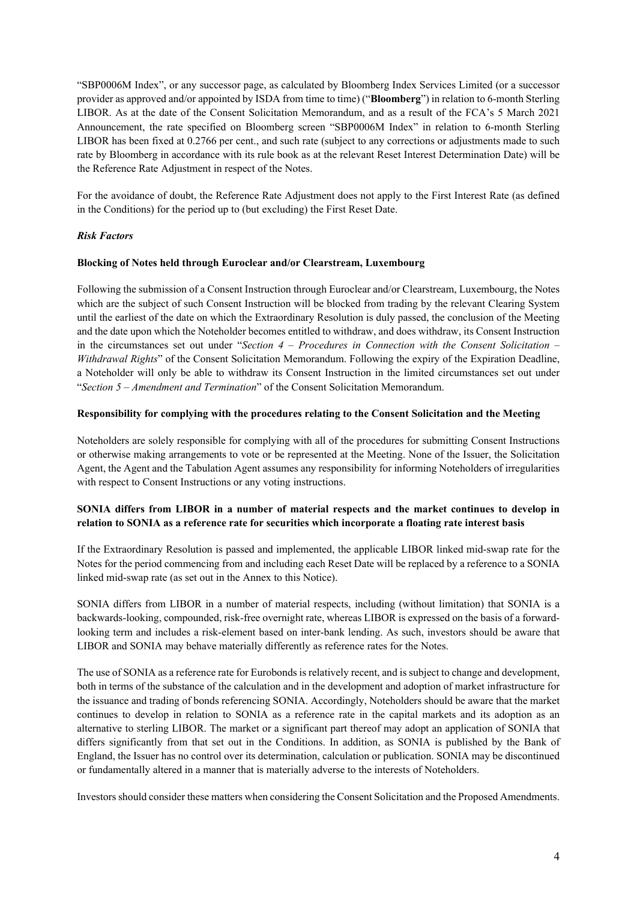"SBP0006M Index", or any successor page, as calculated by Bloomberg Index Services Limited (or a successor provider as approved and/or appointed by ISDA from time to time) ("**Bloomberg**") in relation to 6-month Sterling LIBOR. As at the date of the Consent Solicitation Memorandum, and as a result of the FCA's 5 March 2021 Announcement, the rate specified on Bloomberg screen "SBP0006M Index" in relation to 6-month Sterling LIBOR has been fixed at 0.2766 per cent., and such rate (subject to any corrections or adjustments made to such rate by Bloomberg in accordance with its rule book as at the relevant Reset Interest Determination Date) will be the Reference Rate Adjustment in respect of the Notes.

For the avoidance of doubt, the Reference Rate Adjustment does not apply to the First Interest Rate (as defined in the Conditions) for the period up to (but excluding) the First Reset Date.

***Risk Factors***

**Blocking of Notes held through Euroclear and/or Clearstream, Luxembourg**

Following the submission of a Consent Instruction through Euroclear and/or Clearstream, Luxembourg, the Notes which are the subject of such Consent Instruction will be blocked from trading by the relevant Clearing System until the earliest of the date on which the Extraordinary Resolution is duly passed, the conclusion of the Meeting and the date upon which the Noteholder becomes entitled to withdraw, and does withdraw, its Consent Instruction in the circumstances set out under "*Section 4 – Procedures in Connection with the Consent Solicitation – Withdrawal Rights*" of the Consent Solicitation Memorandum. Following the expiry of the Expiration Deadline, a Noteholder will only be able to withdraw its Consent Instruction in the limited circumstances set out under "*Section 5 – Amendment and Termination*" of the Consent Solicitation Memorandum.

**Responsibility for complying with the procedures relating to the Consent Solicitation and the Meeting**

Noteholders are solely responsible for complying with all of the procedures for submitting Consent Instructions or otherwise making arrangements to vote or be represented at the Meeting. None of the Issuer, the Solicitation Agent, the Agent and the Tabulation Agent assumes any responsibility for informing Noteholders of irregularities with respect to Consent Instructions or any voting instructions.

**SONIA differs from LIBOR in a number of material respects and the market continues to develop in relation to SONIA as a reference rate for securities which incorporate a floating rate interest basis**

If the Extraordinary Resolution is passed and implemented, the applicable LIBOR linked mid-swap rate for the Notes for the period commencing from and including each Reset Date will be replaced by a reference to a SONIA linked mid-swap rate (as set out in the Annex to this Notice).

SONIA differs from LIBOR in a number of material respects, including (without limitation) that SONIA is a backwards-looking, compounded, risk-free overnight rate, whereas LIBOR is expressed on the basis of a forward-looking term and includes a risk-element based on inter-bank lending. As such, investors should be aware that LIBOR and SONIA may behave materially differently as reference rates for the Notes.

The use of SONIA as a reference rate for Eurobonds is relatively recent, and is subject to change and development, both in terms of the substance of the calculation and in the development and adoption of market infrastructure for the issuance and trading of bonds referencing SONIA. Accordingly, Noteholders should be aware that the market continues to develop in relation to SONIA as a reference rate in the capital markets and its adoption as an alternative to sterling LIBOR. The market or a significant part thereof may adopt an application of SONIA that differs significantly from that set out in the Conditions. In addition, as SONIA is published by the Bank of England, the Issuer has no control over its determination, calculation or publication. SONIA may be discontinued or fundamentally altered in a manner that is materially adverse to the interests of Noteholders.

Investors should consider these matters when considering the Consent Solicitation and the Proposed Amendments.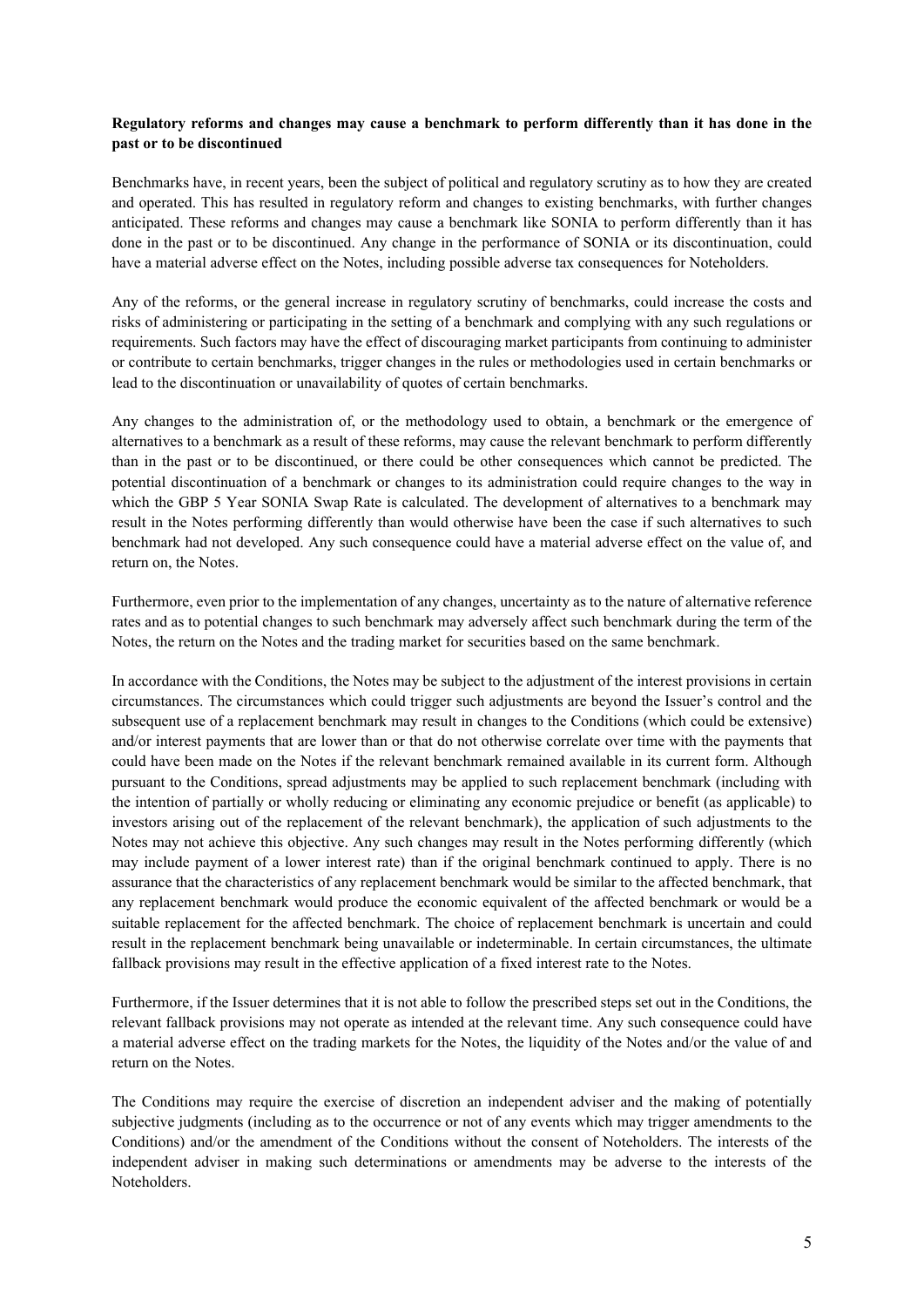**Regulatory reforms and changes may cause a benchmark to perform differently than it has done in the past or to be discontinued**

Benchmarks have, in recent years, been the subject of political and regulatory scrutiny as to how they are created and operated. This has resulted in regulatory reform and changes to existing benchmarks, with further changes anticipated. These reforms and changes may cause a benchmark like SONIA to perform differently than it has done in the past or to be discontinued. Any change in the performance of SONIA or its discontinuation, could have a material adverse effect on the Notes, including possible adverse tax consequences for Noteholders.

Any of the reforms, or the general increase in regulatory scrutiny of benchmarks, could increase the costs and risks of administering or participating in the setting of a benchmark and complying with any such regulations or requirements. Such factors may have the effect of discouraging market participants from continuing to administer or contribute to certain benchmarks, trigger changes in the rules or methodologies used in certain benchmarks or lead to the discontinuation or unavailability of quotes of certain benchmarks.

Any changes to the administration of, or the methodology used to obtain, a benchmark or the emergence of alternatives to a benchmark as a result of these reforms, may cause the relevant benchmark to perform differently than in the past or to be discontinued, or there could be other consequences which cannot be predicted. The potential discontinuation of a benchmark or changes to its administration could require changes to the way in which the GBP 5 Year SONIA Swap Rate is calculated. The development of alternatives to a benchmark may result in the Notes performing differently than would otherwise have been the case if such alternatives to such benchmark had not developed. Any such consequence could have a material adverse effect on the value of, and return on, the Notes.

Furthermore, even prior to the implementation of any changes, uncertainty as to the nature of alternative reference rates and as to potential changes to such benchmark may adversely affect such benchmark during the term of the Notes, the return on the Notes and the trading market for securities based on the same benchmark.

In accordance with the Conditions, the Notes may be subject to the adjustment of the interest provisions in certain circumstances. The circumstances which could trigger such adjustments are beyond the Issuer's control and the subsequent use of a replacement benchmark may result in changes to the Conditions (which could be extensive) and/or interest payments that are lower than or that do not otherwise correlate over time with the payments that could have been made on the Notes if the relevant benchmark remained available in its current form. Although pursuant to the Conditions, spread adjustments may be applied to such replacement benchmark (including with the intention of partially or wholly reducing or eliminating any economic prejudice or benefit (as applicable) to investors arising out of the replacement of the relevant benchmark), the application of such adjustments to the Notes may not achieve this objective. Any such changes may result in the Notes performing differently (which may include payment of a lower interest rate) than if the original benchmark continued to apply. There is no assurance that the characteristics of any replacement benchmark would be similar to the affected benchmark, that any replacement benchmark would produce the economic equivalent of the affected benchmark or would be a suitable replacement for the affected benchmark. The choice of replacement benchmark is uncertain and could result in the replacement benchmark being unavailable or indeterminable. In certain circumstances, the ultimate fallback provisions may result in the effective application of a fixed interest rate to the Notes.

Furthermore, if the Issuer determines that it is not able to follow the prescribed steps set out in the Conditions, the relevant fallback provisions may not operate as intended at the relevant time. Any such consequence could have a material adverse effect on the trading markets for the Notes, the liquidity of the Notes and/or the value of and return on the Notes.

The Conditions may require the exercise of discretion an independent adviser and the making of potentially subjective judgments (including as to the occurrence or not of any events which may trigger amendments to the Conditions) and/or the amendment of the Conditions without the consent of Noteholders. The interests of the independent adviser in making such determinations or amendments may be adverse to the interests of the Noteholders.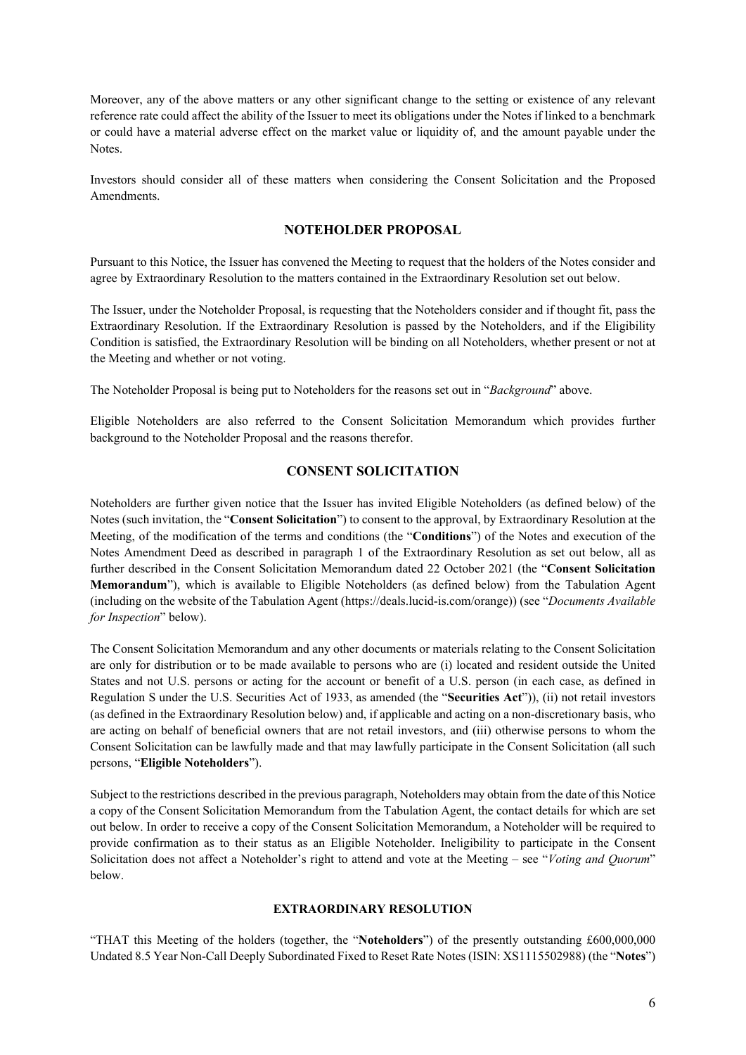Moreover, any of the above matters or any other significant change to the setting or existence of any relevant reference rate could affect the ability of the Issuer to meet its obligations under the Notes if linked to a benchmark or could have a material adverse effect on the market value or liquidity of, and the amount payable under the Notes.

Investors should consider all of these matters when considering the Consent Solicitation and the Proposed Amendments.

## NOTEHOLDER PROPOSAL

Pursuant to this Notice, the Issuer has convened the Meeting to request that the holders of the Notes consider and agree by Extraordinary Resolution to the matters contained in the Extraordinary Resolution set out below.

The Issuer, under the Noteholder Proposal, is requesting that the Noteholders consider and if thought fit, pass the Extraordinary Resolution. If the Extraordinary Resolution is passed by the Noteholders, and if the Eligibility Condition is satisfied, the Extraordinary Resolution will be binding on all Noteholders, whether present or not at the Meeting and whether or not voting.

The Noteholder Proposal is being put to Noteholders for the reasons set out in "*Background*" above.

Eligible Noteholders are also referred to the Consent Solicitation Memorandum which provides further background to the Noteholder Proposal and the reasons therefor.

## CONSENT SOLICITATION

Noteholders are further given notice that the Issuer has invited Eligible Noteholders (as defined below) of the Notes (such invitation, the "**Consent Solicitation**") to consent to the approval, by Extraordinary Resolution at the Meeting, of the modification of the terms and conditions (the "**Conditions**") of the Notes and execution of the Notes Amendment Deed as described in paragraph 1 of the Extraordinary Resolution as set out below, all as further described in the Consent Solicitation Memorandum dated 22 October 2021 (the "**Consent Solicitation Memorandum**"), which is available to Eligible Noteholders (as defined below) from the Tabulation Agent (including on the website of the Tabulation Agent (https://deals.lucid-is.com/orange)) (see "*Documents Available for Inspection*" below).

The Consent Solicitation Memorandum and any other documents or materials relating to the Consent Solicitation are only for distribution or to be made available to persons who are (i) located and resident outside the United States and not U.S. persons or acting for the account or benefit of a U.S. person (in each case, as defined in Regulation S under the U.S. Securities Act of 1933, as amended (the "**Securities Act**")), (ii) not retail investors (as defined in the Extraordinary Resolution below) and, if applicable and acting on a non-discretionary basis, who are acting on behalf of beneficial owners that are not retail investors, and (iii) otherwise persons to whom the Consent Solicitation can be lawfully made and that may lawfully participate in the Consent Solicitation (all such persons, "**Eligible Noteholders**").

Subject to the restrictions described in the previous paragraph, Noteholders may obtain from the date of this Notice a copy of the Consent Solicitation Memorandum from the Tabulation Agent, the contact details for which are set out below. In order to receive a copy of the Consent Solicitation Memorandum, a Noteholder will be required to provide confirmation as to their status as an Eligible Noteholder. Ineligibility to participate in the Consent Solicitation does not affect a Noteholder's right to attend and vote at the Meeting – see "*Voting and Quorum*" below.

### EXTRAORDINARY RESOLUTION

"THAT this Meeting of the holders (together, the "**Noteholders**") of the presently outstanding £600,000,000 Undated 8.5 Year Non-Call Deeply Subordinated Fixed to Reset Rate Notes (ISIN: XS1115502988) (the "**Notes**")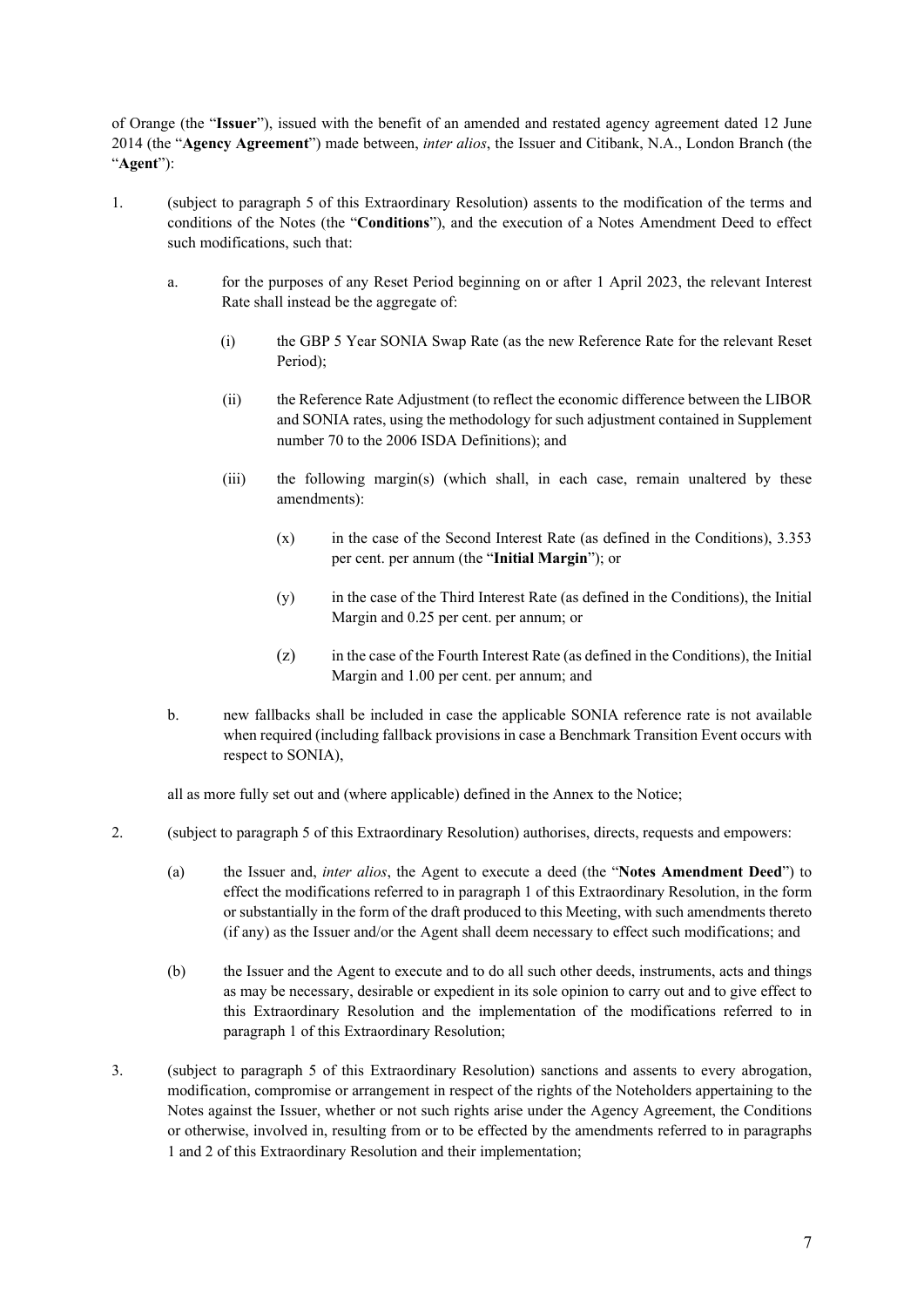of Orange (the "**Issuer**"), issued with the benefit of an amended and restated agency agreement dated 12 June 2014 (the "**Agency Agreement**") made between, *inter alios*, the Issuer and Citibank, N.A., London Branch (the "**Agent**"):

1. (subject to paragraph 5 of this Extraordinary Resolution) assents to the modification of the terms and conditions of the Notes (the "**Conditions**"), and the execution of a Notes Amendment Deed to effect such modifications, such that:

   a. for the purposes of any Reset Period beginning on or after 1 April 2023, the relevant Interest Rate shall instead be the aggregate of:

      (i) the GBP 5 Year SONIA Swap Rate (as the new Reference Rate for the relevant Reset Period);

      (ii) the Reference Rate Adjustment (to reflect the economic difference between the LIBOR and SONIA rates, using the methodology for such adjustment contained in Supplement number 70 to the 2006 ISDA Definitions); and

      (iii) the following margin(s) (which shall, in each case, remain unaltered by these amendments):

         (x) in the case of the Second Interest Rate (as defined in the Conditions), 3.353 per cent. per annum (the "**Initial Margin**"); or

         (y) in the case of the Third Interest Rate (as defined in the Conditions), the Initial Margin and 0.25 per cent. per annum; or

         (z) in the case of the Fourth Interest Rate (as defined in the Conditions), the Initial Margin and 1.00 per cent. per annum; and

   b. new fallbacks shall be included in case the applicable SONIA reference rate is not available when required (including fallback provisions in case a Benchmark Transition Event occurs with respect to SONIA),

   all as more fully set out and (where applicable) defined in the Annex to the Notice;

2. (subject to paragraph 5 of this Extraordinary Resolution) authorises, directs, requests and empowers:

   (a) the Issuer and, *inter alios*, the Agent to execute a deed (the "**Notes Amendment Deed**") to effect the modifications referred to in paragraph 1 of this Extraordinary Resolution, in the form or substantially in the form of the draft produced to this Meeting, with such amendments thereto (if any) as the Issuer and/or the Agent shall deem necessary to effect such modifications; and

   (b) the Issuer and the Agent to execute and to do all such other deeds, instruments, acts and things as may be necessary, desirable or expedient in its sole opinion to carry out and to give effect to this Extraordinary Resolution and the implementation of the modifications referred to in paragraph 1 of this Extraordinary Resolution;

3. (subject to paragraph 5 of this Extraordinary Resolution) sanctions and assents to every abrogation, modification, compromise or arrangement in respect of the rights of the Noteholders appertaining to the Notes against the Issuer, whether or not such rights arise under the Agency Agreement, the Conditions or otherwise, involved in, resulting from or to be effected by the amendments referred to in paragraphs 1 and 2 of this Extraordinary Resolution and their implementation;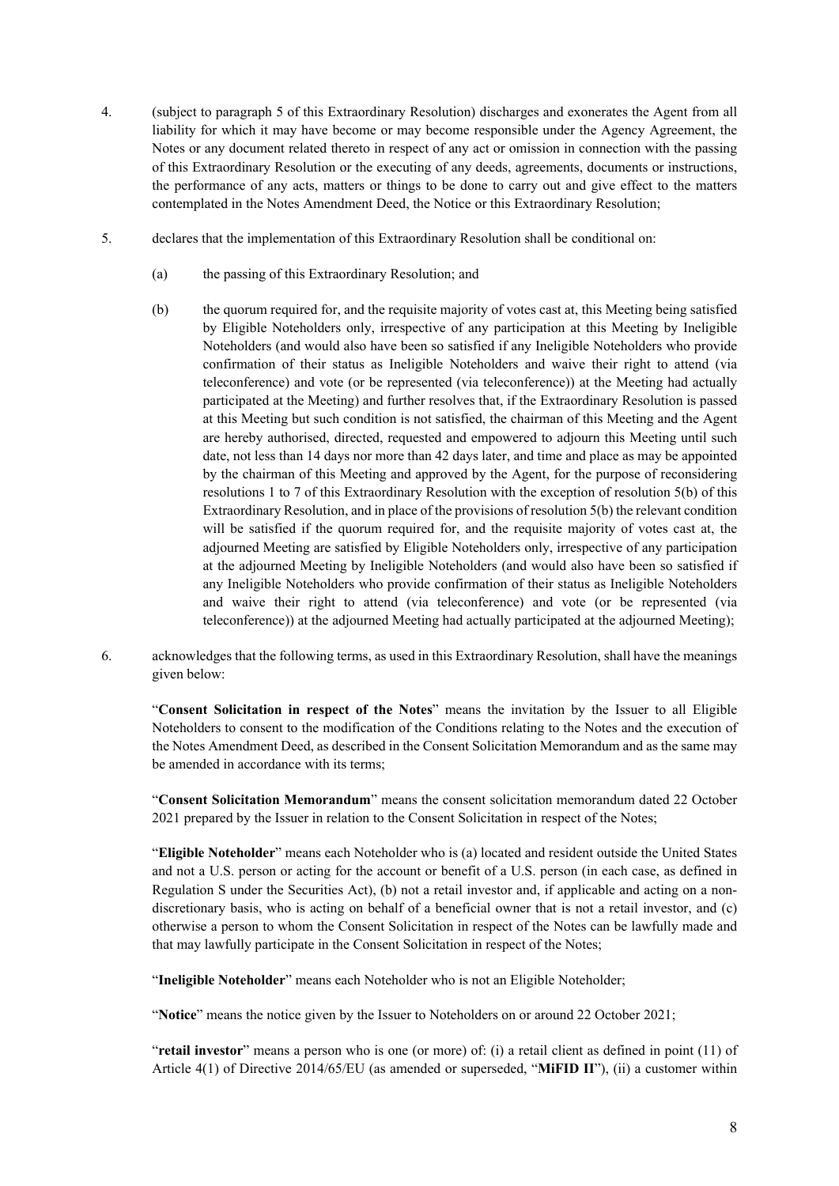4. (subject to paragraph 5 of this Extraordinary Resolution) discharges and exonerates the Agent from all liability for which it may have become or may become responsible under the Agency Agreement, the Notes or any document related thereto in respect of any act or omission in connection with the passing of this Extraordinary Resolution or the executing of any deeds, agreements, documents or instructions, the performance of any acts, matters or things to be done to carry out and give effect to the matters contemplated in the Notes Amendment Deed, the Notice or this Extraordinary Resolution;

5. declares that the implementation of this Extraordinary Resolution shall be conditional on:

   (a) the passing of this Extraordinary Resolution; and

   (b) the quorum required for, and the requisite majority of votes cast at, this Meeting being satisfied by Eligible Noteholders only, irrespective of any participation at this Meeting by Ineligible Noteholders (and would also have been so satisfied if any Ineligible Noteholders who provide confirmation of their status as Ineligible Noteholders and waive their right to attend (via teleconference) and vote (or be represented (via teleconference)) at the Meeting had actually participated at the Meeting) and further resolves that, if the Extraordinary Resolution is passed at this Meeting but such condition is not satisfied, the chairman of this Meeting and the Agent are hereby authorised, directed, requested and empowered to adjourn this Meeting until such date, not less than 14 days nor more than 42 days later, and time and place as may be appointed by the chairman of this Meeting and approved by the Agent, for the purpose of reconsidering resolutions 1 to 7 of this Extraordinary Resolution with the exception of resolution 5(b) of this Extraordinary Resolution, and in place of the provisions of resolution 5(b) the relevant condition will be satisfied if the quorum required for, and the requisite majority of votes cast at, the adjourned Meeting are satisfied by Eligible Noteholders only, irrespective of any participation at the adjourned Meeting by Ineligible Noteholders (and would also have been so satisfied if any Ineligible Noteholders who provide confirmation of their status as Ineligible Noteholders and waive their right to attend (via teleconference) and vote (or be represented (via teleconference)) at the adjourned Meeting had actually participated at the adjourned Meeting);

6. acknowledges that the following terms, as used in this Extraordinary Resolution, shall have the meanings given below:

   "**Consent Solicitation in respect of the Notes**" means the invitation by the Issuer to all Eligible Noteholders to consent to the modification of the Conditions relating to the Notes and the execution of the Notes Amendment Deed, as described in the Consent Solicitation Memorandum and as the same may be amended in accordance with its terms;

   "**Consent Solicitation Memorandum**" means the consent solicitation memorandum dated 22 October 2021 prepared by the Issuer in relation to the Consent Solicitation in respect of the Notes;

   "**Eligible Noteholder**" means each Noteholder who is (a) located and resident outside the United States and not a U.S. person or acting for the account or benefit of a U.S. person (in each case, as defined in Regulation S under the Securities Act), (b) not a retail investor and, if applicable and acting on a non-discretionary basis, who is acting on behalf of a beneficial owner that is not a retail investor, and (c) otherwise a person to whom the Consent Solicitation in respect of the Notes can be lawfully made and that may lawfully participate in the Consent Solicitation in respect of the Notes;

   "**Ineligible Noteholder**" means each Noteholder who is not an Eligible Noteholder;

   "**Notice**" means the notice given by the Issuer to Noteholders on or around 22 October 2021;

   "**retail investor**" means a person who is one (or more) of: (i) a retail client as defined in point (11) of Article 4(1) of Directive 2014/65/EU (as amended or superseded, "**MiFID II**"), (ii) a customer within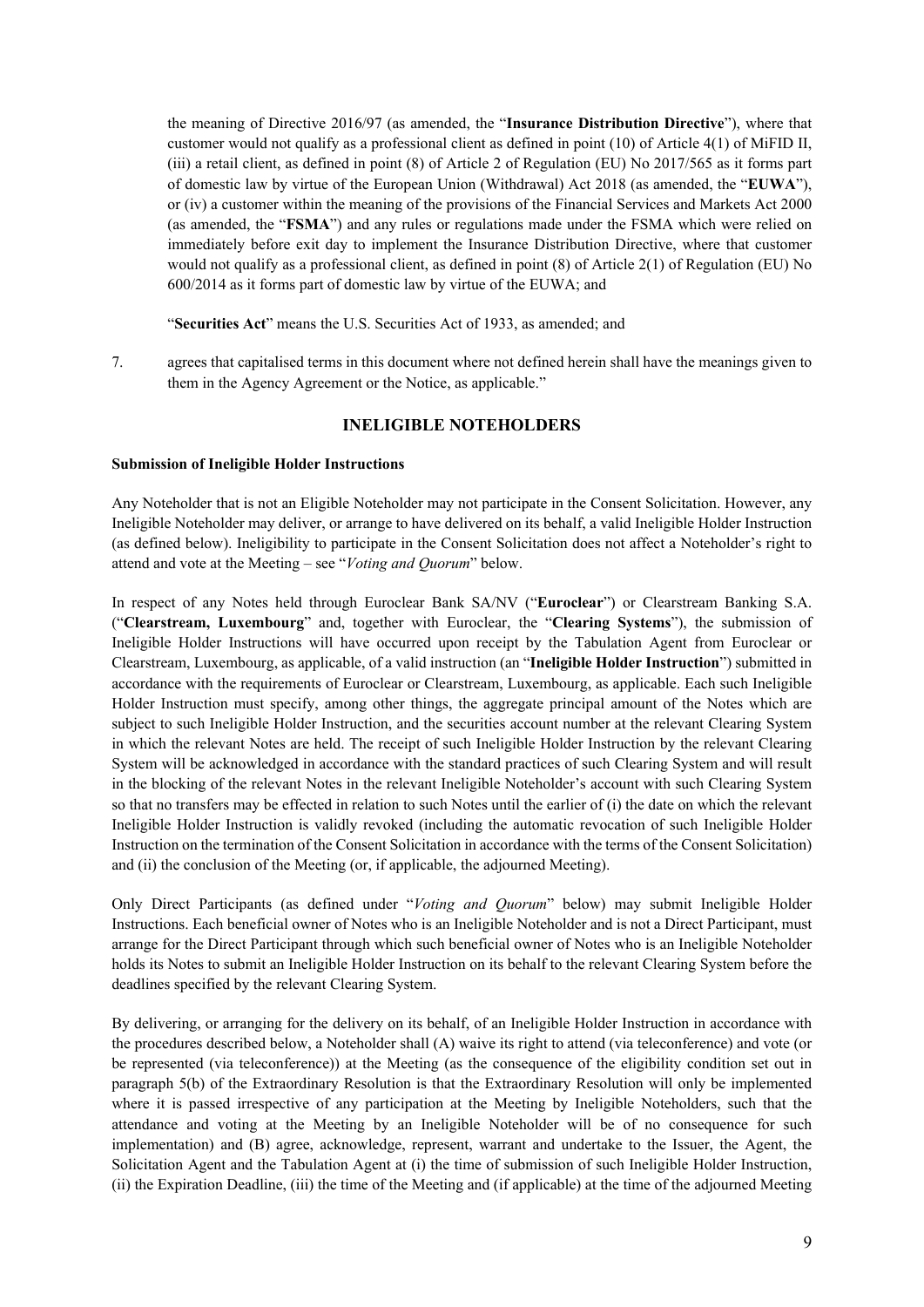the meaning of Directive 2016/97 (as amended, the "**Insurance Distribution Directive**"), where that customer would not qualify as a professional client as defined in point (10) of Article 4(1) of MiFID II, (iii) a retail client, as defined in point (8) of Article 2 of Regulation (EU) No 2017/565 as it forms part of domestic law by virtue of the European Union (Withdrawal) Act 2018 (as amended, the "**EUWA**"), or (iv) a customer within the meaning of the provisions of the Financial Services and Markets Act 2000 (as amended, the "**FSMA**") and any rules or regulations made under the FSMA which were relied on immediately before exit day to implement the Insurance Distribution Directive, where that customer would not qualify as a professional client, as defined in point (8) of Article 2(1) of Regulation (EU) No 600/2014 as it forms part of domestic law by virtue of the EUWA; and

"**Securities Act**" means the U.S. Securities Act of 1933, as amended; and

7. agrees that capitalised terms in this document where not defined herein shall have the meanings given to them in the Agency Agreement or the Notice, as applicable."

## INELIGIBLE NOTEHOLDERS

**Submission of Ineligible Holder Instructions**

Any Noteholder that is not an Eligible Noteholder may not participate in the Consent Solicitation. However, any Ineligible Noteholder may deliver, or arrange to have delivered on its behalf, a valid Ineligible Holder Instruction (as defined below). Ineligibility to participate in the Consent Solicitation does not affect a Noteholder's right to attend and vote at the Meeting – see "*Voting and Quorum*" below.

In respect of any Notes held through Euroclear Bank SA/NV ("**Euroclear**") or Clearstream Banking S.A. ("**Clearstream, Luxembourg**" and, together with Euroclear, the "**Clearing Systems**"), the submission of Ineligible Holder Instructions will have occurred upon receipt by the Tabulation Agent from Euroclear or Clearstream, Luxembourg, as applicable, of a valid instruction (an "**Ineligible Holder Instruction**") submitted in accordance with the requirements of Euroclear or Clearstream, Luxembourg, as applicable. Each such Ineligible Holder Instruction must specify, among other things, the aggregate principal amount of the Notes which are subject to such Ineligible Holder Instruction, and the securities account number at the relevant Clearing System in which the relevant Notes are held. The receipt of such Ineligible Holder Instruction by the relevant Clearing System will be acknowledged in accordance with the standard practices of such Clearing System and will result in the blocking of the relevant Notes in the relevant Ineligible Noteholder's account with such Clearing System so that no transfers may be effected in relation to such Notes until the earlier of (i) the date on which the relevant Ineligible Holder Instruction is validly revoked (including the automatic revocation of such Ineligible Holder Instruction on the termination of the Consent Solicitation in accordance with the terms of the Consent Solicitation) and (ii) the conclusion of the Meeting (or, if applicable, the adjourned Meeting).

Only Direct Participants (as defined under "*Voting and Quorum*" below) may submit Ineligible Holder Instructions. Each beneficial owner of Notes who is an Ineligible Noteholder and is not a Direct Participant, must arrange for the Direct Participant through which such beneficial owner of Notes who is an Ineligible Noteholder holds its Notes to submit an Ineligible Holder Instruction on its behalf to the relevant Clearing System before the deadlines specified by the relevant Clearing System.

By delivering, or arranging for the delivery on its behalf, of an Ineligible Holder Instruction in accordance with the procedures described below, a Noteholder shall (A) waive its right to attend (via teleconference) and vote (or be represented (via teleconference)) at the Meeting (as the consequence of the eligibility condition set out in paragraph 5(b) of the Extraordinary Resolution is that the Extraordinary Resolution will only be implemented where it is passed irrespective of any participation at the Meeting by Ineligible Noteholders, such that the attendance and voting at the Meeting by an Ineligible Noteholder will be of no consequence for such implementation) and (B) agree, acknowledge, represent, warrant and undertake to the Issuer, the Agent, the Solicitation Agent and the Tabulation Agent at (i) the time of submission of such Ineligible Holder Instruction, (ii) the Expiration Deadline, (iii) the time of the Meeting and (if applicable) at the time of the adjourned Meeting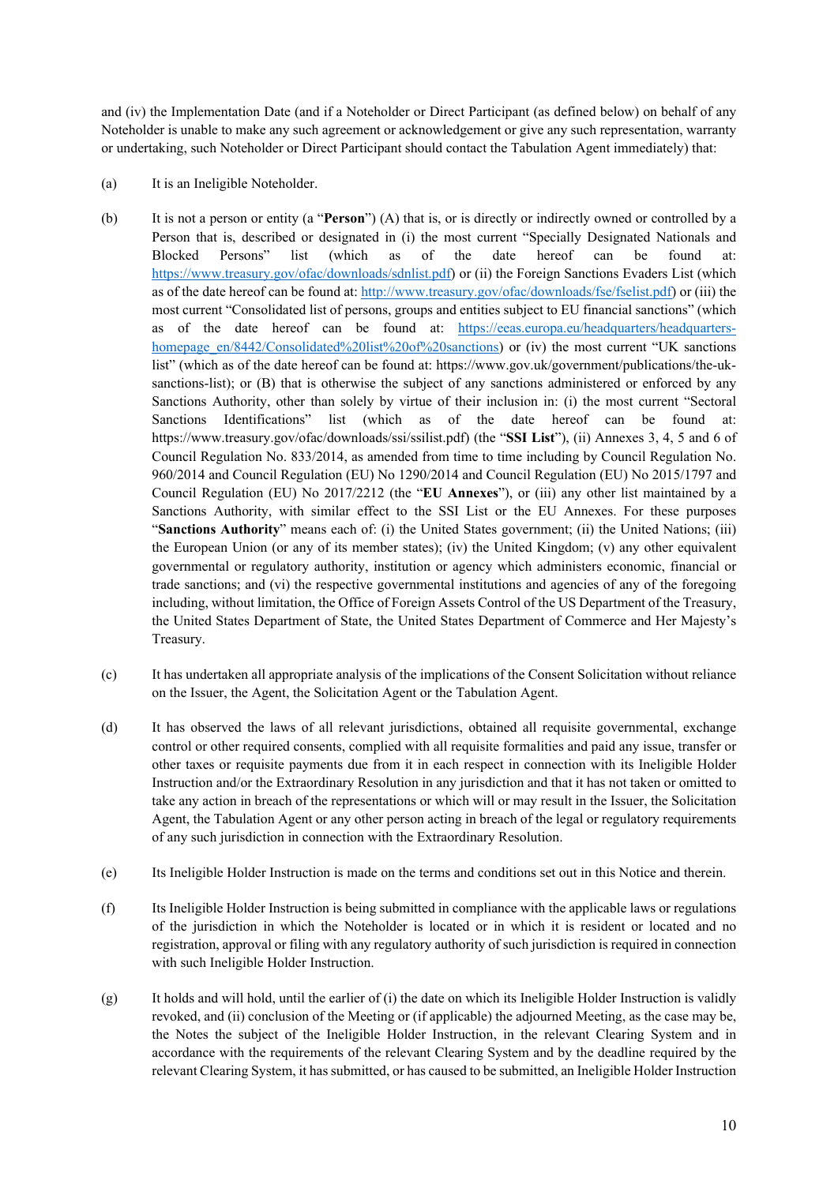and (iv) the Implementation Date (and if a Noteholder or Direct Participant (as defined below) on behalf of any Noteholder is unable to make any such agreement or acknowledgement or give any such representation, warranty or undertaking, such Noteholder or Direct Participant should contact the Tabulation Agent immediately) that:

(a) It is an Ineligible Noteholder.

(b) It is not a person or entity (a "**Person**") (A) that is, or is directly or indirectly owned or controlled by a Person that is, described or designated in (i) the most current "Specially Designated Nationals and Blocked Persons" list (which as of the date hereof can be found at: https://www.treasury.gov/ofac/downloads/sdnlist.pdf) or (ii) the Foreign Sanctions Evaders List (which as of the date hereof can be found at: http://www.treasury.gov/ofac/downloads/fse/fselist.pdf) or (iii) the most current "Consolidated list of persons, groups and entities subject to EU financial sanctions" (which as of the date hereof can be found at: https://eeas.europa.eu/headquarters/headquarters-homepage_en/8442/Consolidated%20list%20of%20sanctions) or (iv) the most current "UK sanctions list" (which as of the date hereof can be found at: https://www.gov.uk/government/publications/the-uk-sanctions-list); or (B) that is otherwise the subject of any sanctions administered or enforced by any Sanctions Authority, other than solely by virtue of their inclusion in: (i) the most current "Sectoral Sanctions Identifications" list (which as of the date hereof can be found at: https://www.treasury.gov/ofac/downloads/ssi/ssilist.pdf) (the "**SSI List**"), (ii) Annexes 3, 4, 5 and 6 of Council Regulation No. 833/2014, as amended from time to time including by Council Regulation No. 960/2014 and Council Regulation (EU) No 1290/2014 and Council Regulation (EU) No 2015/1797 and Council Regulation (EU) No 2017/2212 (the "**EU Annexes**"), or (iii) any other list maintained by a Sanctions Authority, with similar effect to the SSI List or the EU Annexes. For these purposes "**Sanctions Authority**" means each of: (i) the United States government; (ii) the United Nations; (iii) the European Union (or any of its member states); (iv) the United Kingdom; (v) any other equivalent governmental or regulatory authority, institution or agency which administers economic, financial or trade sanctions; and (vi) the respective governmental institutions and agencies of any of the foregoing including, without limitation, the Office of Foreign Assets Control of the US Department of the Treasury, the United States Department of State, the United States Department of Commerce and Her Majesty's Treasury.

(c) It has undertaken all appropriate analysis of the implications of the Consent Solicitation without reliance on the Issuer, the Agent, the Solicitation Agent or the Tabulation Agent.

(d) It has observed the laws of all relevant jurisdictions, obtained all requisite governmental, exchange control or other required consents, complied with all requisite formalities and paid any issue, transfer or other taxes or requisite payments due from it in each respect in connection with its Ineligible Holder Instruction and/or the Extraordinary Resolution in any jurisdiction and that it has not taken or omitted to take any action in breach of the representations or which will or may result in the Issuer, the Solicitation Agent, the Tabulation Agent or any other person acting in breach of the legal or regulatory requirements of any such jurisdiction in connection with the Extraordinary Resolution.

(e) Its Ineligible Holder Instruction is made on the terms and conditions set out in this Notice and therein.

(f) Its Ineligible Holder Instruction is being submitted in compliance with the applicable laws or regulations of the jurisdiction in which the Noteholder is located or in which it is resident or located and no registration, approval or filing with any regulatory authority of such jurisdiction is required in connection with such Ineligible Holder Instruction.

(g) It holds and will hold, until the earlier of (i) the date on which its Ineligible Holder Instruction is validly revoked, and (ii) conclusion of the Meeting or (if applicable) the adjourned Meeting, as the case may be, the Notes the subject of the Ineligible Holder Instruction, in the relevant Clearing System and in accordance with the requirements of the relevant Clearing System and by the deadline required by the relevant Clearing System, it has submitted, or has caused to be submitted, an Ineligible Holder Instruction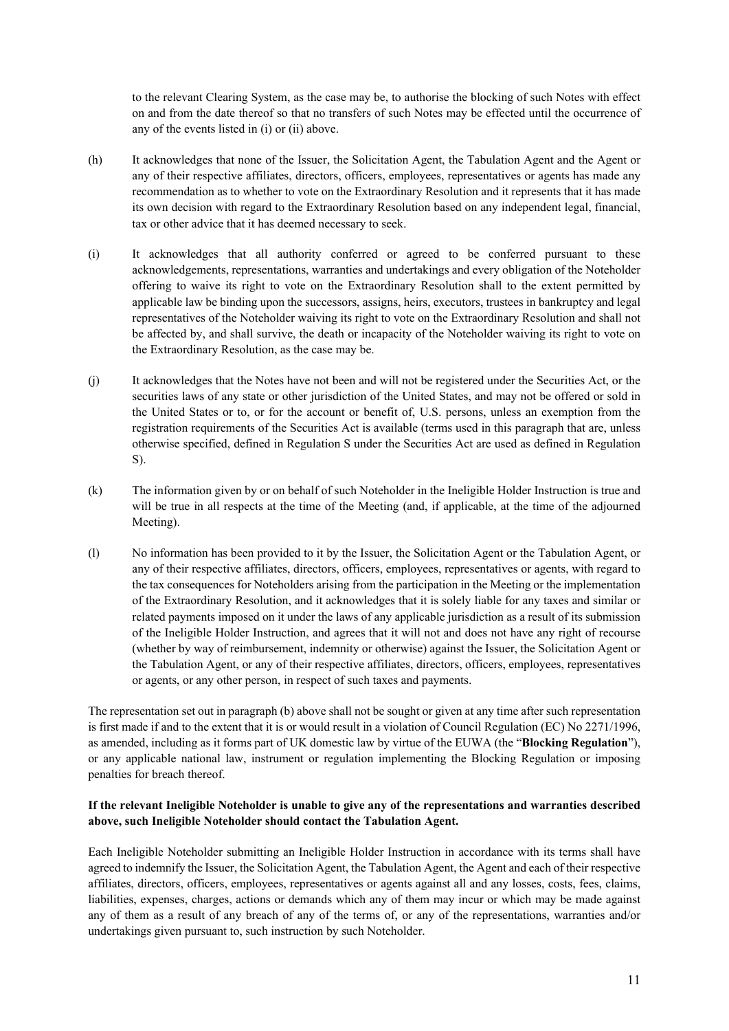to the relevant Clearing System, as the case may be, to authorise the blocking of such Notes with effect on and from the date thereof so that no transfers of such Notes may be effected until the occurrence of any of the events listed in (i) or (ii) above.

(h) It acknowledges that none of the Issuer, the Solicitation Agent, the Tabulation Agent and the Agent or any of their respective affiliates, directors, officers, employees, representatives or agents has made any recommendation as to whether to vote on the Extraordinary Resolution and it represents that it has made its own decision with regard to the Extraordinary Resolution based on any independent legal, financial, tax or other advice that it has deemed necessary to seek.

(i) It acknowledges that all authority conferred or agreed to be conferred pursuant to these acknowledgements, representations, warranties and undertakings and every obligation of the Noteholder offering to waive its right to vote on the Extraordinary Resolution shall to the extent permitted by applicable law be binding upon the successors, assigns, heirs, executors, trustees in bankruptcy and legal representatives of the Noteholder waiving its right to vote on the Extraordinary Resolution and shall not be affected by, and shall survive, the death or incapacity of the Noteholder waiving its right to vote on the Extraordinary Resolution, as the case may be.

(j) It acknowledges that the Notes have not been and will not be registered under the Securities Act, or the securities laws of any state or other jurisdiction of the United States, and may not be offered or sold in the United States or to, or for the account or benefit of, U.S. persons, unless an exemption from the registration requirements of the Securities Act is available (terms used in this paragraph that are, unless otherwise specified, defined in Regulation S under the Securities Act are used as defined in Regulation S).

(k) The information given by or on behalf of such Noteholder in the Ineligible Holder Instruction is true and will be true in all respects at the time of the Meeting (and, if applicable, at the time of the adjourned Meeting).

(l) No information has been provided to it by the Issuer, the Solicitation Agent or the Tabulation Agent, or any of their respective affiliates, directors, officers, employees, representatives or agents, with regard to the tax consequences for Noteholders arising from the participation in the Meeting or the implementation of the Extraordinary Resolution, and it acknowledges that it is solely liable for any taxes and similar or related payments imposed on it under the laws of any applicable jurisdiction as a result of its submission of the Ineligible Holder Instruction, and agrees that it will not and does not have any right of recourse (whether by way of reimbursement, indemnity or otherwise) against the Issuer, the Solicitation Agent or the Tabulation Agent, or any of their respective affiliates, directors, officers, employees, representatives or agents, or any other person, in respect of such taxes and payments.

The representation set out in paragraph (b) above shall not be sought or given at any time after such representation is first made if and to the extent that it is or would result in a violation of Council Regulation (EC) No 2271/1996, as amended, including as it forms part of UK domestic law by virtue of the EUWA (the "**Blocking Regulation**"), or any applicable national law, instrument or regulation implementing the Blocking Regulation or imposing penalties for breach thereof.

**If the relevant Ineligible Noteholder is unable to give any of the representations and warranties described above, such Ineligible Noteholder should contact the Tabulation Agent.**

Each Ineligible Noteholder submitting an Ineligible Holder Instruction in accordance with its terms shall have agreed to indemnify the Issuer, the Solicitation Agent, the Tabulation Agent, the Agent and each of their respective affiliates, directors, officers, employees, representatives or agents against all and any losses, costs, fees, claims, liabilities, expenses, charges, actions or demands which any of them may incur or which may be made against any of them as a result of any breach of any of the terms of, or any of the representations, warranties and/or undertakings given pursuant to, such instruction by such Noteholder.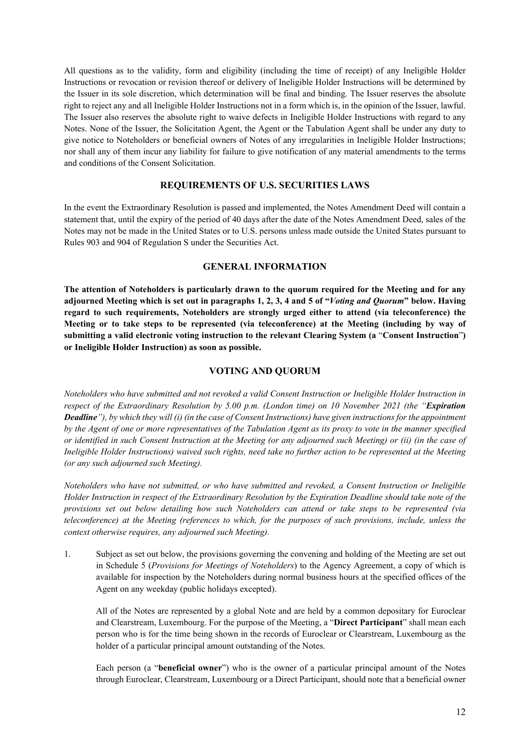All questions as to the validity, form and eligibility (including the time of receipt) of any Ineligible Holder Instructions or revocation or revision thereof or delivery of Ineligible Holder Instructions will be determined by the Issuer in its sole discretion, which determination will be final and binding. The Issuer reserves the absolute right to reject any and all Ineligible Holder Instructions not in a form which is, in the opinion of the Issuer, lawful. The Issuer also reserves the absolute right to waive defects in Ineligible Holder Instructions with regard to any Notes. None of the Issuer, the Solicitation Agent, the Agent or the Tabulation Agent shall be under any duty to give notice to Noteholders or beneficial owners of Notes of any irregularities in Ineligible Holder Instructions; nor shall any of them incur any liability for failure to give notification of any material amendments to the terms and conditions of the Consent Solicitation.

## REQUIREMENTS OF U.S. SECURITIES LAWS

In the event the Extraordinary Resolution is passed and implemented, the Notes Amendment Deed will contain a statement that, until the expiry of the period of 40 days after the date of the Notes Amendment Deed, sales of the Notes may not be made in the United States or to U.S. persons unless made outside the United States pursuant to Rules 903 and 904 of Regulation S under the Securities Act.

## GENERAL INFORMATION

**The attention of Noteholders is particularly drawn to the quorum required for the Meeting and for any adjourned Meeting which is set out in paragraphs 1, 2, 3, 4 and 5 of "*Voting and Quorum*" below. Having regard to such requirements, Noteholders are strongly urged either to attend (via teleconference) the Meeting or to take steps to be represented (via teleconference) at the Meeting (including by way of submitting a valid electronic voting instruction to the relevant Clearing System (a "Consent Instruction") or Ineligible Holder Instruction) as soon as possible.**

## VOTING AND QUORUM

*Noteholders who have submitted and not revoked a valid Consent Instruction or Ineligible Holder Instruction in respect of the Extraordinary Resolution by 5.00 p.m. (London time) on 10 November 2021 (the "**Expiration Deadline**"), by which they will (i) (in the case of Consent Instructions) have given instructions for the appointment by the Agent of one or more representatives of the Tabulation Agent as its proxy to vote in the manner specified or identified in such Consent Instruction at the Meeting (or any adjourned such Meeting) or (ii) (in the case of Ineligible Holder Instructions) waived such rights, need take no further action to be represented at the Meeting (or any such adjourned such Meeting).*

*Noteholders who have not submitted, or who have submitted and revoked, a Consent Instruction or Ineligible Holder Instruction in respect of the Extraordinary Resolution by the Expiration Deadline should take note of the provisions set out below detailing how such Noteholders can attend or take steps to be represented (via teleconference) at the Meeting (references to which, for the purposes of such provisions, include, unless the context otherwise requires, any adjourned such Meeting).*

1. Subject as set out below, the provisions governing the convening and holding of the Meeting are set out in Schedule 5 (*Provisions for Meetings of Noteholders*) to the Agency Agreement, a copy of which is available for inspection by the Noteholders during normal business hours at the specified offices of the Agent on any weekday (public holidays excepted).

   All of the Notes are represented by a global Note and are held by a common depositary for Euroclear and Clearstream, Luxembourg. For the purpose of the Meeting, a "**Direct Participant**" shall mean each person who is for the time being shown in the records of Euroclear or Clearstream, Luxembourg as the holder of a particular principal amount outstanding of the Notes.

   Each person (a "**beneficial owner**") who is the owner of a particular principal amount of the Notes through Euroclear, Clearstream, Luxembourg or a Direct Participant, should note that a beneficial owner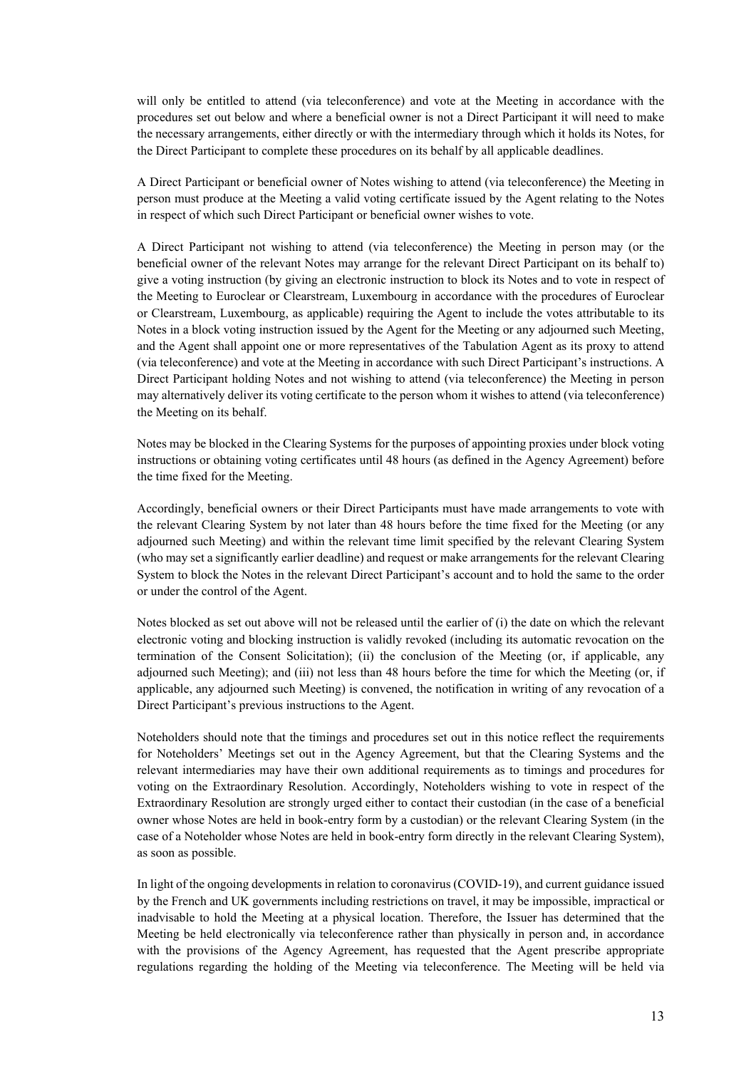will only be entitled to attend (via teleconference) and vote at the Meeting in accordance with the procedures set out below and where a beneficial owner is not a Direct Participant it will need to make the necessary arrangements, either directly or with the intermediary through which it holds its Notes, for the Direct Participant to complete these procedures on its behalf by all applicable deadlines.

A Direct Participant or beneficial owner of Notes wishing to attend (via teleconference) the Meeting in person must produce at the Meeting a valid voting certificate issued by the Agent relating to the Notes in respect of which such Direct Participant or beneficial owner wishes to vote.

A Direct Participant not wishing to attend (via teleconference) the Meeting in person may (or the beneficial owner of the relevant Notes may arrange for the relevant Direct Participant on its behalf to) give a voting instruction (by giving an electronic instruction to block its Notes and to vote in respect of the Meeting to Euroclear or Clearstream, Luxembourg in accordance with the procedures of Euroclear or Clearstream, Luxembourg, as applicable) requiring the Agent to include the votes attributable to its Notes in a block voting instruction issued by the Agent for the Meeting or any adjourned such Meeting, and the Agent shall appoint one or more representatives of the Tabulation Agent as its proxy to attend (via teleconference) and vote at the Meeting in accordance with such Direct Participant's instructions. A Direct Participant holding Notes and not wishing to attend (via teleconference) the Meeting in person may alternatively deliver its voting certificate to the person whom it wishes to attend (via teleconference) the Meeting on its behalf.

Notes may be blocked in the Clearing Systems for the purposes of appointing proxies under block voting instructions or obtaining voting certificates until 48 hours (as defined in the Agency Agreement) before the time fixed for the Meeting.

Accordingly, beneficial owners or their Direct Participants must have made arrangements to vote with the relevant Clearing System by not later than 48 hours before the time fixed for the Meeting (or any adjourned such Meeting) and within the relevant time limit specified by the relevant Clearing System (who may set a significantly earlier deadline) and request or make arrangements for the relevant Clearing System to block the Notes in the relevant Direct Participant's account and to hold the same to the order or under the control of the Agent.

Notes blocked as set out above will not be released until the earlier of (i) the date on which the relevant electronic voting and blocking instruction is validly revoked (including its automatic revocation on the termination of the Consent Solicitation); (ii) the conclusion of the Meeting (or, if applicable, any adjourned such Meeting); and (iii) not less than 48 hours before the time for which the Meeting (or, if applicable, any adjourned such Meeting) is convened, the notification in writing of any revocation of a Direct Participant's previous instructions to the Agent.

Noteholders should note that the timings and procedures set out in this notice reflect the requirements for Noteholders' Meetings set out in the Agency Agreement, but that the Clearing Systems and the relevant intermediaries may have their own additional requirements as to timings and procedures for voting on the Extraordinary Resolution. Accordingly, Noteholders wishing to vote in respect of the Extraordinary Resolution are strongly urged either to contact their custodian (in the case of a beneficial owner whose Notes are held in book-entry form by a custodian) or the relevant Clearing System (in the case of a Noteholder whose Notes are held in book-entry form directly in the relevant Clearing System), as soon as possible.

In light of the ongoing developments in relation to coronavirus (COVID-19), and current guidance issued by the French and UK governments including restrictions on travel, it may be impossible, impractical or inadvisable to hold the Meeting at a physical location. Therefore, the Issuer has determined that the Meeting be held electronically via teleconference rather than physically in person and, in accordance with the provisions of the Agency Agreement, has requested that the Agent prescribe appropriate regulations regarding the holding of the Meeting via teleconference. The Meeting will be held via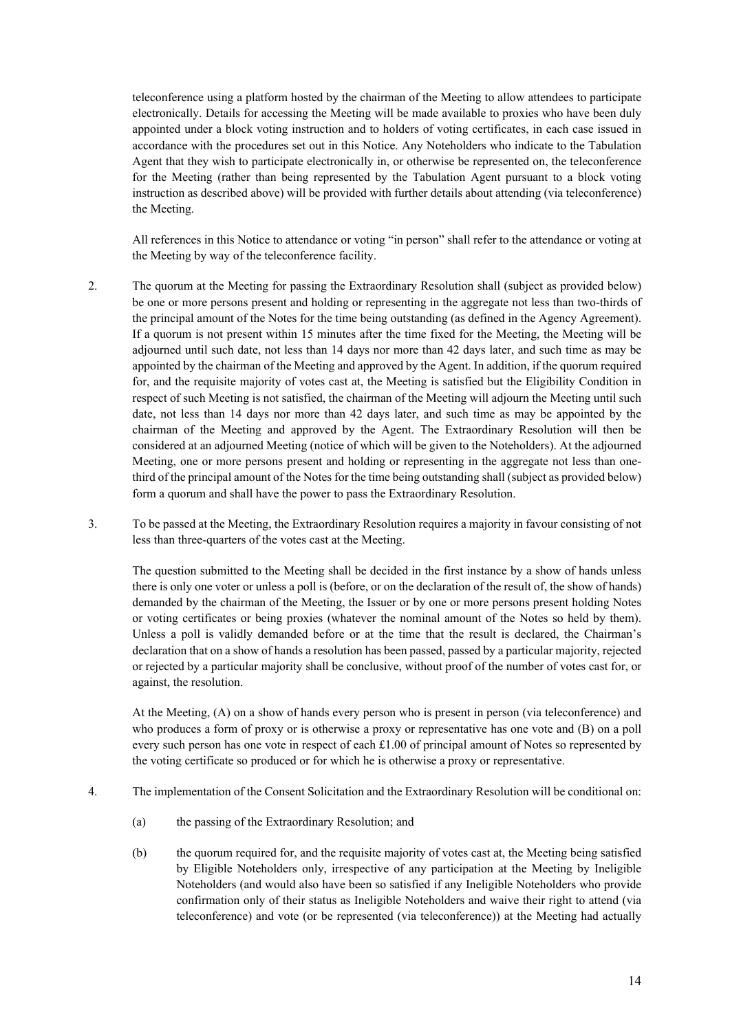teleconference using a platform hosted by the chairman of the Meeting to allow attendees to participate electronically. Details for accessing the Meeting will be made available to proxies who have been duly appointed under a block voting instruction and to holders of voting certificates, in each case issued in accordance with the procedures set out in this Notice. Any Noteholders who indicate to the Tabulation Agent that they wish to participate electronically in, or otherwise be represented on, the teleconference for the Meeting (rather than being represented by the Tabulation Agent pursuant to a block voting instruction as described above) will be provided with further details about attending (via teleconference) the Meeting.

All references in this Notice to attendance or voting "in person" shall refer to the attendance or voting at the Meeting by way of the teleconference facility.

2. The quorum at the Meeting for passing the Extraordinary Resolution shall (subject as provided below) be one or more persons present and holding or representing in the aggregate not less than two-thirds of the principal amount of the Notes for the time being outstanding (as defined in the Agency Agreement). If a quorum is not present within 15 minutes after the time fixed for the Meeting, the Meeting will be adjourned until such date, not less than 14 days nor more than 42 days later, and such time as may be appointed by the chairman of the Meeting and approved by the Agent. In addition, if the quorum required for, and the requisite majority of votes cast at, the Meeting is satisfied but the Eligibility Condition in respect of such Meeting is not satisfied, the chairman of the Meeting will adjourn the Meeting until such date, not less than 14 days nor more than 42 days later, and such time as may be appointed by the chairman of the Meeting and approved by the Agent. The Extraordinary Resolution will then be considered at an adjourned Meeting (notice of which will be given to the Noteholders). At the adjourned Meeting, one or more persons present and holding or representing in the aggregate not less than one-third of the principal amount of the Notes for the time being outstanding shall (subject as provided below) form a quorum and shall have the power to pass the Extraordinary Resolution.

3. To be passed at the Meeting, the Extraordinary Resolution requires a majority in favour consisting of not less than three-quarters of the votes cast at the Meeting.

   The question submitted to the Meeting shall be decided in the first instance by a show of hands unless there is only one voter or unless a poll is (before, or on the declaration of the result of, the show of hands) demanded by the chairman of the Meeting, the Issuer or by one or more persons present holding Notes or voting certificates or being proxies (whatever the nominal amount of the Notes so held by them). Unless a poll is validly demanded before or at the time that the result is declared, the Chairman's declaration that on a show of hands a resolution has been passed, passed by a particular majority, rejected or rejected by a particular majority shall be conclusive, without proof of the number of votes cast for, or against, the resolution.

   At the Meeting, (A) on a show of hands every person who is present in person (via teleconference) and who produces a form of proxy or is otherwise a proxy or representative has one vote and (B) on a poll every such person has one vote in respect of each £1.00 of principal amount of Notes so represented by the voting certificate so produced or for which he is otherwise a proxy or representative.

4. The implementation of the Consent Solicitation and the Extraordinary Resolution will be conditional on:

   (a) the passing of the Extraordinary Resolution; and

   (b) the quorum required for, and the requisite majority of votes cast at, the Meeting being satisfied by Eligible Noteholders only, irrespective of any participation at the Meeting by Ineligible Noteholders (and would also have been so satisfied if any Ineligible Noteholders who provide confirmation only of their status as Ineligible Noteholders and waive their right to attend (via teleconference) and vote (or be represented (via teleconference)) at the Meeting had actually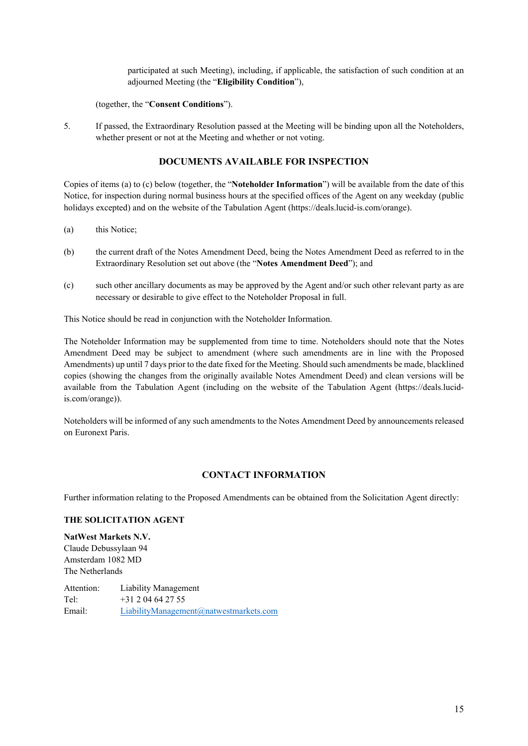participated at such Meeting), including, if applicable, the satisfaction of such condition at an adjourned Meeting (the "**Eligibility Condition**"),

(together, the "**Consent Conditions**").

5. If passed, the Extraordinary Resolution passed at the Meeting will be binding upon all the Noteholders, whether present or not at the Meeting and whether or not voting.

## DOCUMENTS AVAILABLE FOR INSPECTION

Copies of items (a) to (c) below (together, the "**Noteholder Information**") will be available from the date of this Notice, for inspection during normal business hours at the specified offices of the Agent on any weekday (public holidays excepted) and on the website of the Tabulation Agent (https://deals.lucid-is.com/orange).

(a) this Notice;

(b) the current draft of the Notes Amendment Deed, being the Notes Amendment Deed as referred to in the Extraordinary Resolution set out above (the "**Notes Amendment Deed**"); and

(c) such other ancillary documents as may be approved by the Agent and/or such other relevant party as are necessary or desirable to give effect to the Noteholder Proposal in full.

This Notice should be read in conjunction with the Noteholder Information.

The Noteholder Information may be supplemented from time to time. Noteholders should note that the Notes Amendment Deed may be subject to amendment (where such amendments are in line with the Proposed Amendments) up until 7 days prior to the date fixed for the Meeting. Should such amendments be made, blacklined copies (showing the changes from the originally available Notes Amendment Deed) and clean versions will be available from the Tabulation Agent (including on the website of the Tabulation Agent (https://deals.lucid-is.com/orange)).

Noteholders will be informed of any such amendments to the Notes Amendment Deed by announcements released on Euronext Paris.

## CONTACT INFORMATION

Further information relating to the Proposed Amendments can be obtained from the Solicitation Agent directly:

**THE SOLICITATION AGENT**

**NatWest Markets N.V.**
Claude Debussylaan 94
Amsterdam 1082 MD
The Netherlands

Attention: Liability Management
Tel: +31 2 04 64 27 55
Email: LiabilityManagement@natwestmarkets.com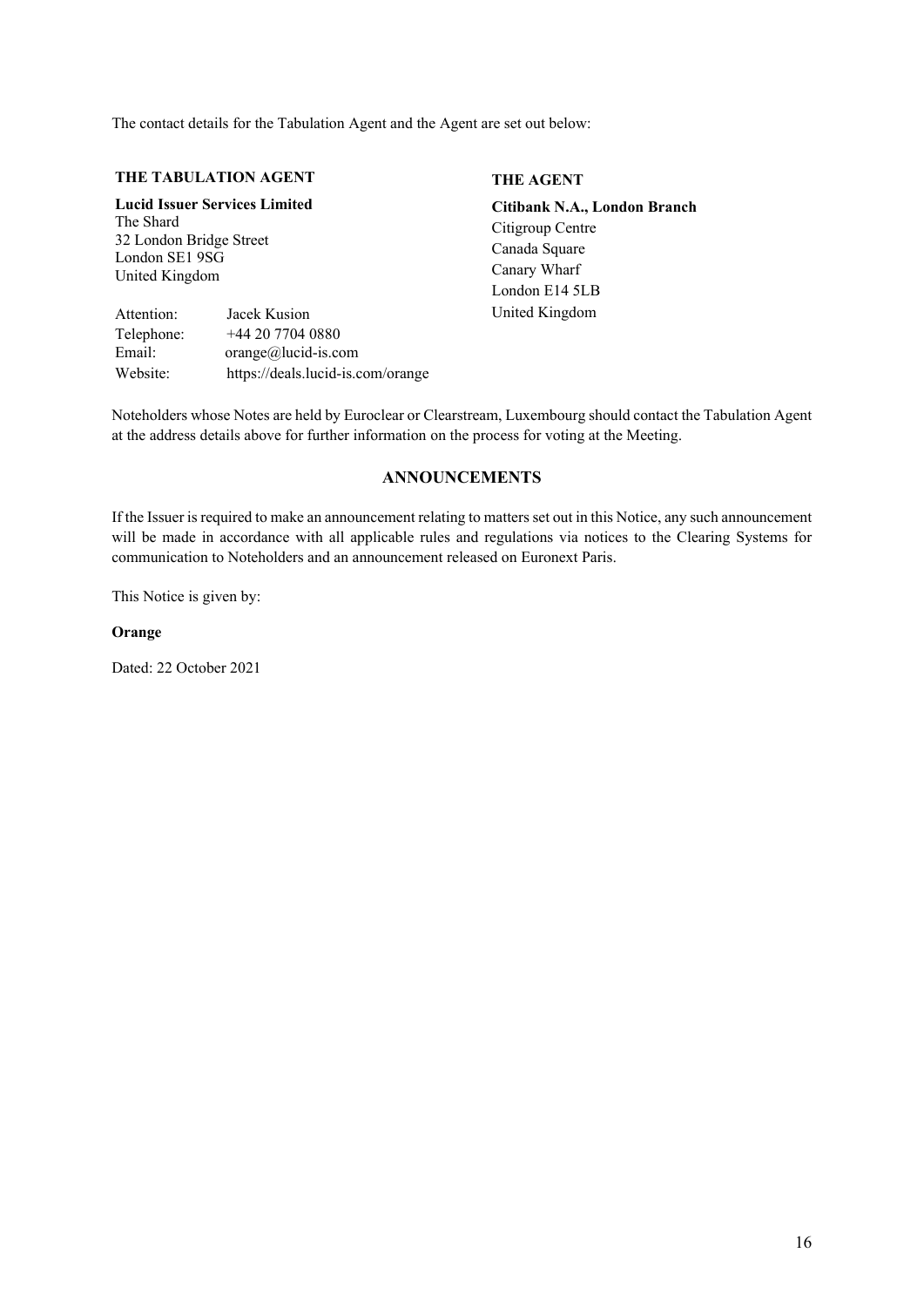The contact details for the Tabulation Agent and the Agent are set out below:

**THE TABULATION AGENT**

**Lucid Issuer Services Limited**
The Shard
32 London Bridge Street
London SE1 9SG
United Kingdom

| | |
|---|---|
| Attention: | Jacek Kusion |
| Telephone: | +44 20 7704 0880 |
| Email: | orange@lucid-is.com |
| Website: | https://deals.lucid-is.com/orange |

**THE AGENT**

**Citibank N.A., London Branch**
Citigroup Centre
Canada Square
Canary Wharf
London E14 5LB
United Kingdom

Noteholders whose Notes are held by Euroclear or Clearstream, Luxembourg should contact the Tabulation Agent at the address details above for further information on the process for voting at the Meeting.

## ANNOUNCEMENTS

If the Issuer is required to make an announcement relating to matters set out in this Notice, any such announcement will be made in accordance with all applicable rules and regulations via notices to the Clearing Systems for communication to Noteholders and an announcement released on Euronext Paris.

This Notice is given by:

**Orange**

Dated: 22 October 2021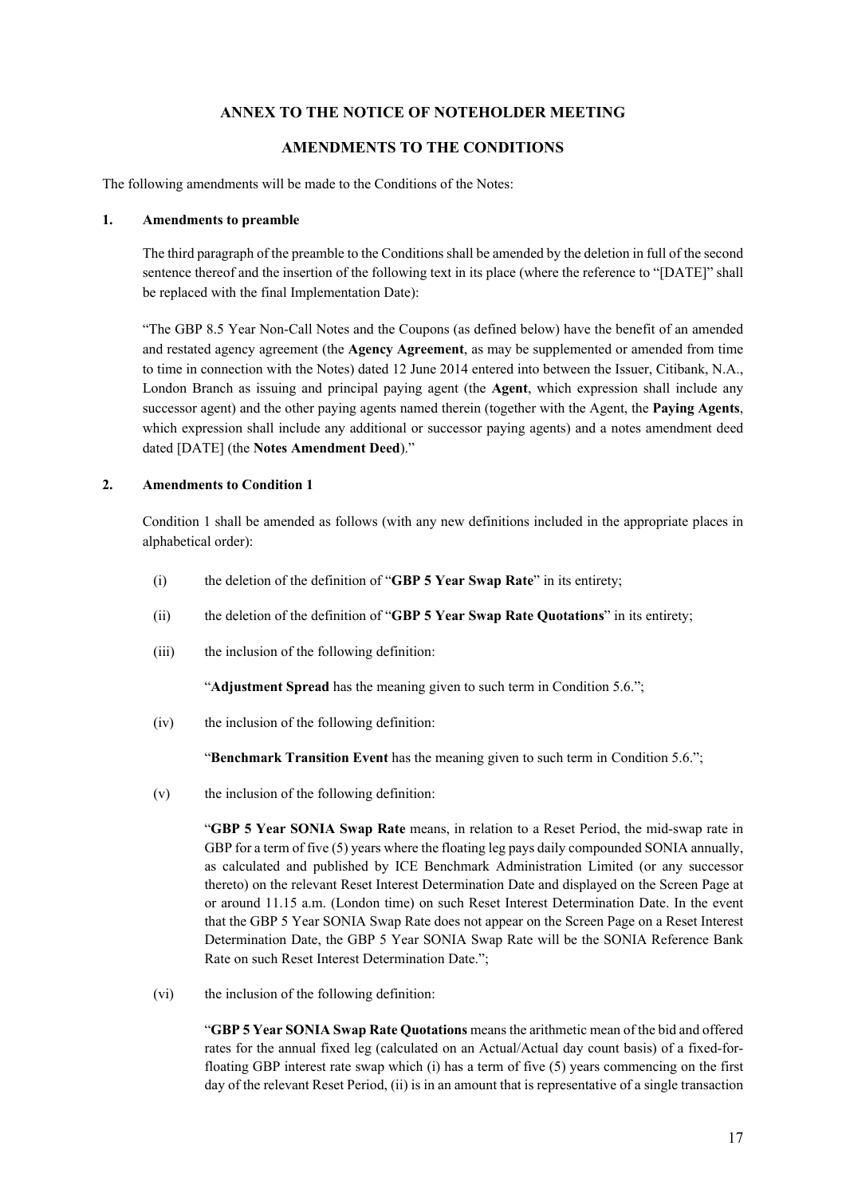## ANNEX TO THE NOTICE OF NOTEHOLDER MEETING

## AMENDMENTS TO THE CONDITIONS

The following amendments will be made to the Conditions of the Notes:

### 1. Amendments to preamble

The third paragraph of the preamble to the Conditions shall be amended by the deletion in full of the second sentence thereof and the insertion of the following text in its place (where the reference to "[DATE]" shall be replaced with the final Implementation Date):

"The GBP 8.5 Year Non-Call Notes and the Coupons (as defined below) have the benefit of an amended and restated agency agreement (the **Agency Agreement**, as may be supplemented or amended from time to time in connection with the Notes) dated 12 June 2014 entered into between the Issuer, Citibank, N.A., London Branch as issuing and principal paying agent (the **Agent**, which expression shall include any successor agent) and the other paying agents named therein (together with the Agent, the **Paying Agents**, which expression shall include any additional or successor paying agents) and a notes amendment deed dated [DATE] (the **Notes Amendment Deed**)."

### 2. Amendments to Condition 1

Condition 1 shall be amended as follows (with any new definitions included in the appropriate places in alphabetical order):

(i) the deletion of the definition of "**GBP 5 Year Swap Rate**" in its entirety;

(ii) the deletion of the definition of "**GBP 5 Year Swap Rate Quotations**" in its entirety;

(iii) the inclusion of the following definition:

"**Adjustment Spread** has the meaning given to such term in Condition 5.6.";

(iv) the inclusion of the following definition:

"**Benchmark Transition Event** has the meaning given to such term in Condition 5.6.";

(v) the inclusion of the following definition:

"**GBP 5 Year SONIA Swap Rate** means, in relation to a Reset Period, the mid-swap rate in GBP for a term of five (5) years where the floating leg pays daily compounded SONIA annually, as calculated and published by ICE Benchmark Administration Limited (or any successor thereto) on the relevant Reset Interest Determination Date and displayed on the Screen Page at or around 11.15 a.m. (London time) on such Reset Interest Determination Date. In the event that the GBP 5 Year SONIA Swap Rate does not appear on the Screen Page on a Reset Interest Determination Date, the GBP 5 Year SONIA Swap Rate will be the SONIA Reference Bank Rate on such Reset Interest Determination Date.";

(vi) the inclusion of the following definition:

"**GBP 5 Year SONIA Swap Rate Quotations** means the arithmetic mean of the bid and offered rates for the annual fixed leg (calculated on an Actual/Actual day count basis) of a fixed-for-floating GBP interest rate swap which (i) has a term of five (5) years commencing on the first day of the relevant Reset Period, (ii) is in an amount that is representative of a single transaction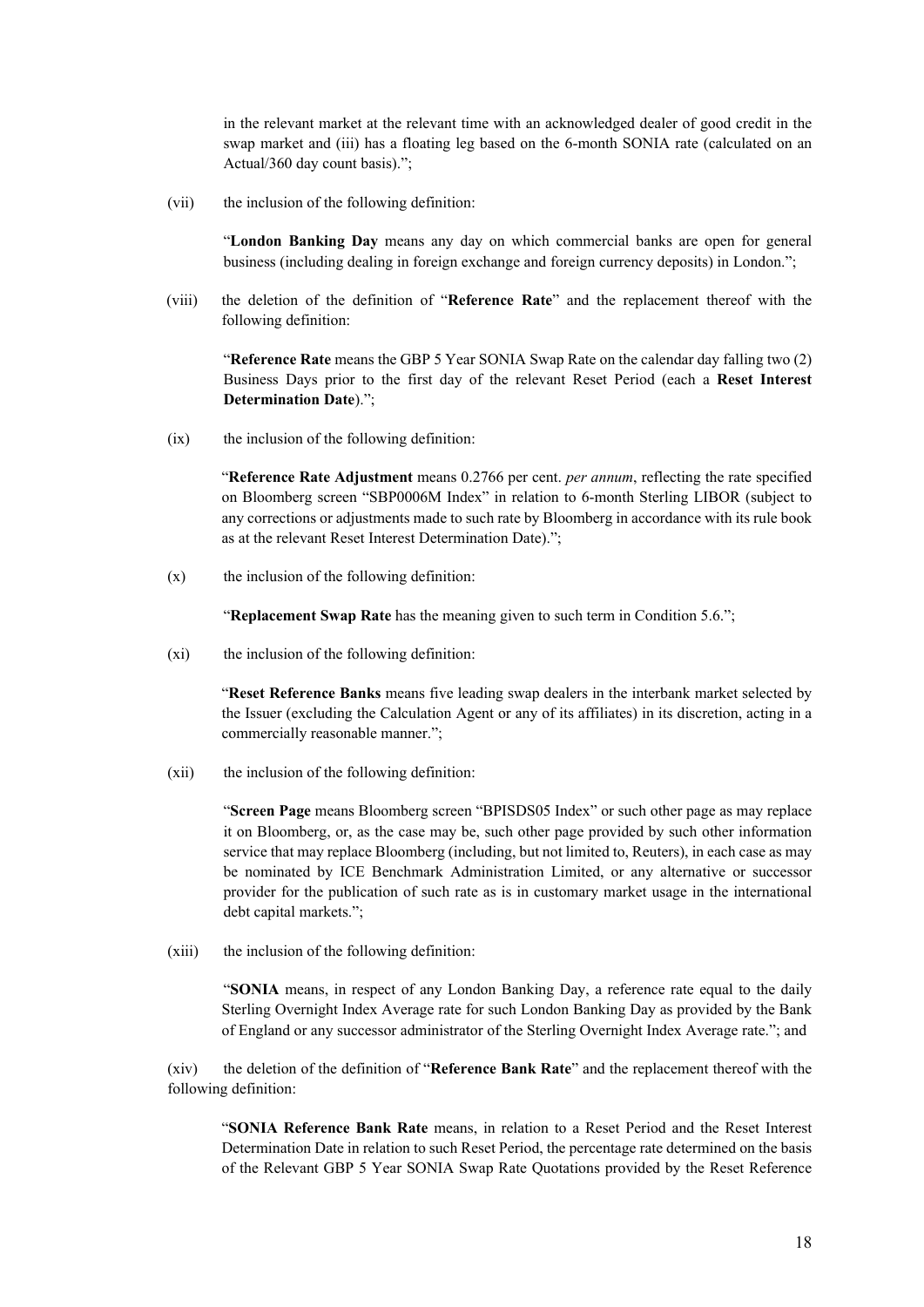in the relevant market at the relevant time with an acknowledged dealer of good credit in the swap market and (iii) has a floating leg based on the 6-month SONIA rate (calculated on an Actual/360 day count basis).";

(vii) the inclusion of the following definition:

"**London Banking Day** means any day on which commercial banks are open for general business (including dealing in foreign exchange and foreign currency deposits) in London.";

(viii) the deletion of the definition of "**Reference Rate**" and the replacement thereof with the following definition:

"**Reference Rate** means the GBP 5 Year SONIA Swap Rate on the calendar day falling two (2) Business Days prior to the first day of the relevant Reset Period (each a **Reset Interest Determination Date**).";

(ix) the inclusion of the following definition:

"**Reference Rate Adjustment** means 0.2766 per cent. *per annum*, reflecting the rate specified on Bloomberg screen "SBP0006M Index" in relation to 6-month Sterling LIBOR (subject to any corrections or adjustments made to such rate by Bloomberg in accordance with its rule book as at the relevant Reset Interest Determination Date).";

(x) the inclusion of the following definition:

"**Replacement Swap Rate** has the meaning given to such term in Condition 5.6.";

(xi) the inclusion of the following definition:

"**Reset Reference Banks** means five leading swap dealers in the interbank market selected by the Issuer (excluding the Calculation Agent or any of its affiliates) in its discretion, acting in a commercially reasonable manner.";

(xii) the inclusion of the following definition:

"**Screen Page** means Bloomberg screen "BPISDS05 Index" or such other page as may replace it on Bloomberg, or, as the case may be, such other page provided by such other information service that may replace Bloomberg (including, but not limited to, Reuters), in each case as may be nominated by ICE Benchmark Administration Limited, or any alternative or successor provider for the publication of such rate as is in customary market usage in the international debt capital markets.";

(xiii) the inclusion of the following definition:

"**SONIA** means, in respect of any London Banking Day, a reference rate equal to the daily Sterling Overnight Index Average rate for such London Banking Day as provided by the Bank of England or any successor administrator of the Sterling Overnight Index Average rate."; and

(xiv) the deletion of the definition of "**Reference Bank Rate**" and the replacement thereof with the following definition:

"**SONIA Reference Bank Rate** means, in relation to a Reset Period and the Reset Interest Determination Date in relation to such Reset Period, the percentage rate determined on the basis of the Relevant GBP 5 Year SONIA Swap Rate Quotations provided by the Reset Reference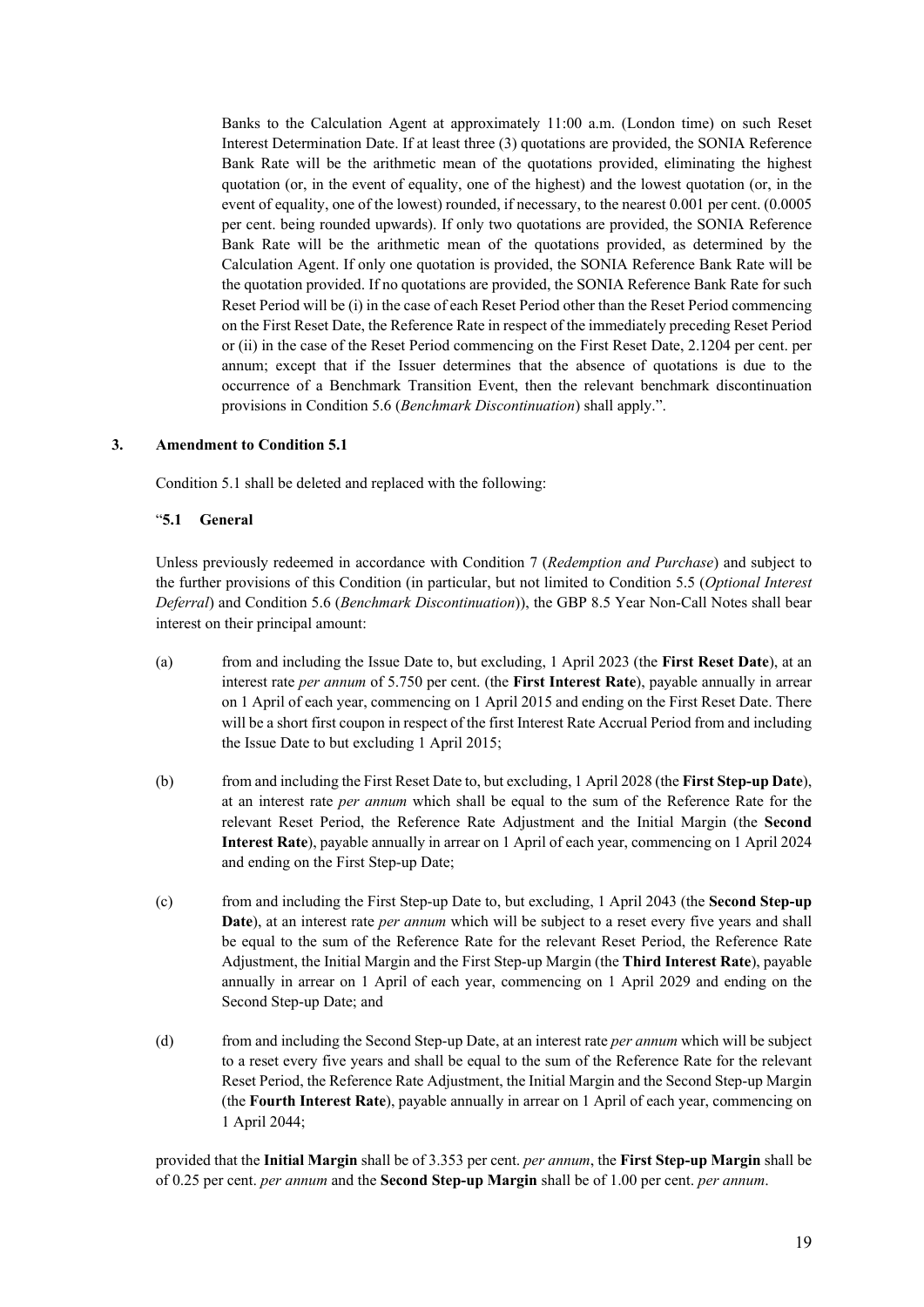Banks to the Calculation Agent at approximately 11:00 a.m. (London time) on such Reset Interest Determination Date. If at least three (3) quotations are provided, the SONIA Reference Bank Rate will be the arithmetic mean of the quotations provided, eliminating the highest quotation (or, in the event of equality, one of the highest) and the lowest quotation (or, in the event of equality, one of the lowest) rounded, if necessary, to the nearest 0.001 per cent. (0.0005 per cent. being rounded upwards). If only two quotations are provided, the SONIA Reference Bank Rate will be the arithmetic mean of the quotations provided, as determined by the Calculation Agent. If only one quotation is provided, the SONIA Reference Bank Rate will be the quotation provided. If no quotations are provided, the SONIA Reference Bank Rate for such Reset Period will be (i) in the case of each Reset Period other than the Reset Period commencing on the First Reset Date, the Reference Rate in respect of the immediately preceding Reset Period or (ii) in the case of the Reset Period commencing on the First Reset Date, 2.1204 per cent. per annum; except that if the Issuer determines that the absence of quotations is due to the occurrence of a Benchmark Transition Event, then the relevant benchmark discontinuation provisions in Condition 5.6 (*Benchmark Discontinuation*) shall apply.".

### 3. Amendment to Condition 5.1

Condition 5.1 shall be deleted and replaced with the following:

"**5.1 General**

Unless previously redeemed in accordance with Condition 7 (*Redemption and Purchase*) and subject to the further provisions of this Condition (in particular, but not limited to Condition 5.5 (*Optional Interest Deferral*) and Condition 5.6 (*Benchmark Discontinuation*)), the GBP 8.5 Year Non-Call Notes shall bear interest on their principal amount:

(a) from and including the Issue Date to, but excluding, 1 April 2023 (the **First Reset Date**), at an interest rate *per annum* of 5.750 per cent. (the **First Interest Rate**), payable annually in arrear on 1 April of each year, commencing on 1 April 2015 and ending on the First Reset Date. There will be a short first coupon in respect of the first Interest Rate Accrual Period from and including the Issue Date to but excluding 1 April 2015;

(b) from and including the First Reset Date to, but excluding, 1 April 2028 (the **First Step-up Date**), at an interest rate *per annum* which shall be equal to the sum of the Reference Rate for the relevant Reset Period, the Reference Rate Adjustment and the Initial Margin (the **Second Interest Rate**), payable annually in arrear on 1 April of each year, commencing on 1 April 2024 and ending on the First Step-up Date;

(c) from and including the First Step-up Date to, but excluding, 1 April 2043 (the **Second Step-up Date**), at an interest rate *per annum* which will be subject to a reset every five years and shall be equal to the sum of the Reference Rate for the relevant Reset Period, the Reference Rate Adjustment, the Initial Margin and the First Step-up Margin (the **Third Interest Rate**), payable annually in arrear on 1 April of each year, commencing on 1 April 2029 and ending on the Second Step-up Date; and

(d) from and including the Second Step-up Date, at an interest rate *per annum* which will be subject to a reset every five years and shall be equal to the sum of the Reference Rate for the relevant Reset Period, the Reference Rate Adjustment, the Initial Margin and the Second Step-up Margin (the **Fourth Interest Rate**), payable annually in arrear on 1 April of each year, commencing on 1 April 2044;

provided that the **Initial Margin** shall be of 3.353 per cent. *per annum*, the **First Step-up Margin** shall be of 0.25 per cent. *per annum* and the **Second Step-up Margin** shall be of 1.00 per cent. *per annum*.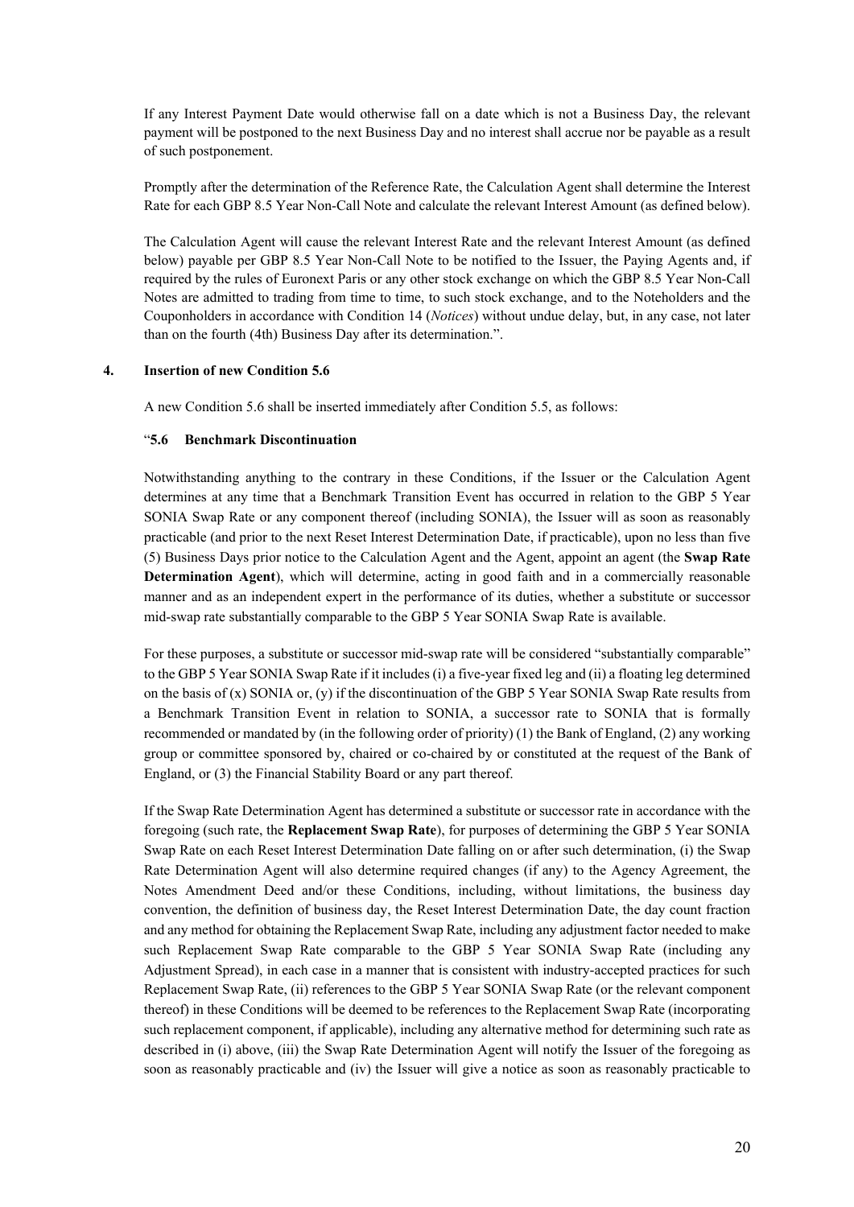If any Interest Payment Date would otherwise fall on a date which is not a Business Day, the relevant payment will be postponed to the next Business Day and no interest shall accrue nor be payable as a result of such postponement.

Promptly after the determination of the Reference Rate, the Calculation Agent shall determine the Interest Rate for each GBP 8.5 Year Non-Call Note and calculate the relevant Interest Amount (as defined below).

The Calculation Agent will cause the relevant Interest Rate and the relevant Interest Amount (as defined below) payable per GBP 8.5 Year Non-Call Note to be notified to the Issuer, the Paying Agents and, if required by the rules of Euronext Paris or any other stock exchange on which the GBP 8.5 Year Non-Call Notes are admitted to trading from time to time, to such stock exchange, and to the Noteholders and the Couponholders in accordance with Condition 14 (*Notices*) without undue delay, but, in any case, not later than on the fourth (4th) Business Day after its determination.".

**4. Insertion of new Condition 5.6**

A new Condition 5.6 shall be inserted immediately after Condition 5.5, as follows:

"**5.6 Benchmark Discontinuation**

Notwithstanding anything to the contrary in these Conditions, if the Issuer or the Calculation Agent determines at any time that a Benchmark Transition Event has occurred in relation to the GBP 5 Year SONIA Swap Rate or any component thereof (including SONIA), the Issuer will as soon as reasonably practicable (and prior to the next Reset Interest Determination Date, if practicable), upon no less than five (5) Business Days prior notice to the Calculation Agent and the Agent, appoint an agent (the **Swap Rate Determination Agent**), which will determine, acting in good faith and in a commercially reasonable manner and as an independent expert in the performance of its duties, whether a substitute or successor mid-swap rate substantially comparable to the GBP 5 Year SONIA Swap Rate is available.

For these purposes, a substitute or successor mid-swap rate will be considered "substantially comparable" to the GBP 5 Year SONIA Swap Rate if it includes (i) a five-year fixed leg and (ii) a floating leg determined on the basis of (x) SONIA or, (y) if the discontinuation of the GBP 5 Year SONIA Swap Rate results from a Benchmark Transition Event in relation to SONIA, a successor rate to SONIA that is formally recommended or mandated by (in the following order of priority) (1) the Bank of England, (2) any working group or committee sponsored by, chaired or co-chaired by or constituted at the request of the Bank of England, or (3) the Financial Stability Board or any part thereof.

If the Swap Rate Determination Agent has determined a substitute or successor rate in accordance with the foregoing (such rate, the **Replacement Swap Rate**), for purposes of determining the GBP 5 Year SONIA Swap Rate on each Reset Interest Determination Date falling on or after such determination, (i) the Swap Rate Determination Agent will also determine required changes (if any) to the Agency Agreement, the Notes Amendment Deed and/or these Conditions, including, without limitations, the business day convention, the definition of business day, the Reset Interest Determination Date, the day count fraction and any method for obtaining the Replacement Swap Rate, including any adjustment factor needed to make such Replacement Swap Rate comparable to the GBP 5 Year SONIA Swap Rate (including any Adjustment Spread), in each case in a manner that is consistent with industry-accepted practices for such Replacement Swap Rate, (ii) references to the GBP 5 Year SONIA Swap Rate (or the relevant component thereof) in these Conditions will be deemed to be references to the Replacement Swap Rate (incorporating such replacement component, if applicable), including any alternative method for determining such rate as described in (i) above, (iii) the Swap Rate Determination Agent will notify the Issuer of the foregoing as soon as reasonably practicable and (iv) the Issuer will give a notice as soon as reasonably practicable to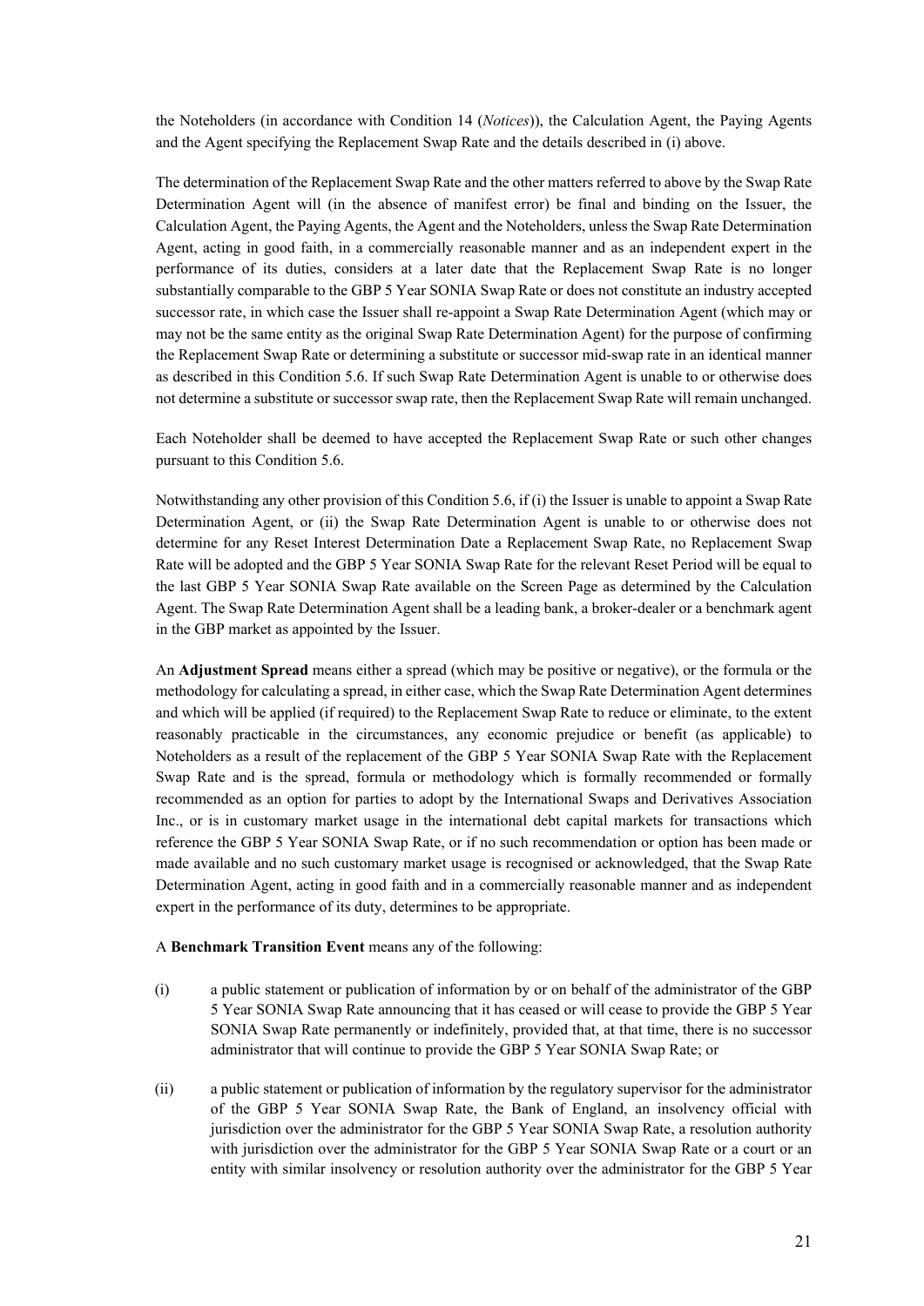the Noteholders (in accordance with Condition 14 (*Notices*)), the Calculation Agent, the Paying Agents and the Agent specifying the Replacement Swap Rate and the details described in (i) above.

The determination of the Replacement Swap Rate and the other matters referred to above by the Swap Rate Determination Agent will (in the absence of manifest error) be final and binding on the Issuer, the Calculation Agent, the Paying Agents, the Agent and the Noteholders, unless the Swap Rate Determination Agent, acting in good faith, in a commercially reasonable manner and as an independent expert in the performance of its duties, considers at a later date that the Replacement Swap Rate is no longer substantially comparable to the GBP 5 Year SONIA Swap Rate or does not constitute an industry accepted successor rate, in which case the Issuer shall re-appoint a Swap Rate Determination Agent (which may or may not be the same entity as the original Swap Rate Determination Agent) for the purpose of confirming the Replacement Swap Rate or determining a substitute or successor mid-swap rate in an identical manner as described in this Condition 5.6. If such Swap Rate Determination Agent is unable to or otherwise does not determine a substitute or successor swap rate, then the Replacement Swap Rate will remain unchanged.

Each Noteholder shall be deemed to have accepted the Replacement Swap Rate or such other changes pursuant to this Condition 5.6.

Notwithstanding any other provision of this Condition 5.6, if (i) the Issuer is unable to appoint a Swap Rate Determination Agent, or (ii) the Swap Rate Determination Agent is unable to or otherwise does not determine for any Reset Interest Determination Date a Replacement Swap Rate, no Replacement Swap Rate will be adopted and the GBP 5 Year SONIA Swap Rate for the relevant Reset Period will be equal to the last GBP 5 Year SONIA Swap Rate available on the Screen Page as determined by the Calculation Agent. The Swap Rate Determination Agent shall be a leading bank, a broker-dealer or a benchmark agent in the GBP market as appointed by the Issuer.

An **Adjustment Spread** means either a spread (which may be positive or negative), or the formula or the methodology for calculating a spread, in either case, which the Swap Rate Determination Agent determines and which will be applied (if required) to the Replacement Swap Rate to reduce or eliminate, to the extent reasonably practicable in the circumstances, any economic prejudice or benefit (as applicable) to Noteholders as a result of the replacement of the GBP 5 Year SONIA Swap Rate with the Replacement Swap Rate and is the spread, formula or methodology which is formally recommended or formally recommended as an option for parties to adopt by the International Swaps and Derivatives Association Inc., or is in customary market usage in the international debt capital markets for transactions which reference the GBP 5 Year SONIA Swap Rate, or if no such recommendation or option has been made or made available and no such customary market usage is recognised or acknowledged, that the Swap Rate Determination Agent, acting in good faith and in a commercially reasonable manner and as independent expert in the performance of its duty, determines to be appropriate.

A **Benchmark Transition Event** means any of the following:

(i) a public statement or publication of information by or on behalf of the administrator of the GBP 5 Year SONIA Swap Rate announcing that it has ceased or will cease to provide the GBP 5 Year SONIA Swap Rate permanently or indefinitely, provided that, at that time, there is no successor administrator that will continue to provide the GBP 5 Year SONIA Swap Rate; or

(ii) a public statement or publication of information by the regulatory supervisor for the administrator of the GBP 5 Year SONIA Swap Rate, the Bank of England, an insolvency official with jurisdiction over the administrator for the GBP 5 Year SONIA Swap Rate, a resolution authority with jurisdiction over the administrator for the GBP 5 Year SONIA Swap Rate or a court or an entity with similar insolvency or resolution authority over the administrator for the GBP 5 Year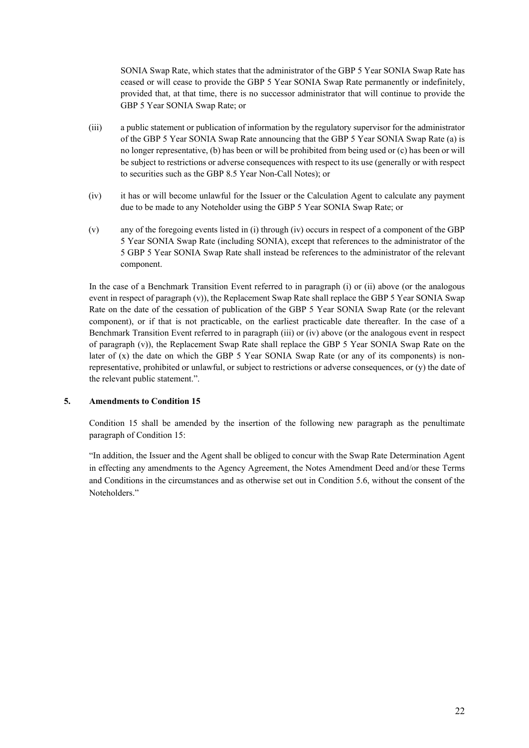SONIA Swap Rate, which states that the administrator of the GBP 5 Year SONIA Swap Rate has ceased or will cease to provide the GBP 5 Year SONIA Swap Rate permanently or indefinitely, provided that, at that time, there is no successor administrator that will continue to provide the GBP 5 Year SONIA Swap Rate; or

(iii) a public statement or publication of information by the regulatory supervisor for the administrator of the GBP 5 Year SONIA Swap Rate announcing that the GBP 5 Year SONIA Swap Rate (a) is no longer representative, (b) has been or will be prohibited from being used or (c) has been or will be subject to restrictions or adverse consequences with respect to its use (generally or with respect to securities such as the GBP 8.5 Year Non-Call Notes); or

(iv) it has or will become unlawful for the Issuer or the Calculation Agent to calculate any payment due to be made to any Noteholder using the GBP 5 Year SONIA Swap Rate; or

(v) any of the foregoing events listed in (i) through (iv) occurs in respect of a component of the GBP 5 Year SONIA Swap Rate (including SONIA), except that references to the administrator of the 5 GBP 5 Year SONIA Swap Rate shall instead be references to the administrator of the relevant component.

In the case of a Benchmark Transition Event referred to in paragraph (i) or (ii) above (or the analogous event in respect of paragraph (v)), the Replacement Swap Rate shall replace the GBP 5 Year SONIA Swap Rate on the date of the cessation of publication of the GBP 5 Year SONIA Swap Rate (or the relevant component), or if that is not practicable, on the earliest practicable date thereafter. In the case of a Benchmark Transition Event referred to in paragraph (iii) or (iv) above (or the analogous event in respect of paragraph (v)), the Replacement Swap Rate shall replace the GBP 5 Year SONIA Swap Rate on the later of (x) the date on which the GBP 5 Year SONIA Swap Rate (or any of its components) is non-representative, prohibited or unlawful, or subject to restrictions or adverse consequences, or (y) the date of the relevant public statement.".

**5. Amendments to Condition 15**

Condition 15 shall be amended by the insertion of the following new paragraph as the penultimate paragraph of Condition 15:

"In addition, the Issuer and the Agent shall be obliged to concur with the Swap Rate Determination Agent in effecting any amendments to the Agency Agreement, the Notes Amendment Deed and/or these Terms and Conditions in the circumstances and as otherwise set out in Condition 5.6, without the consent of the Noteholders."